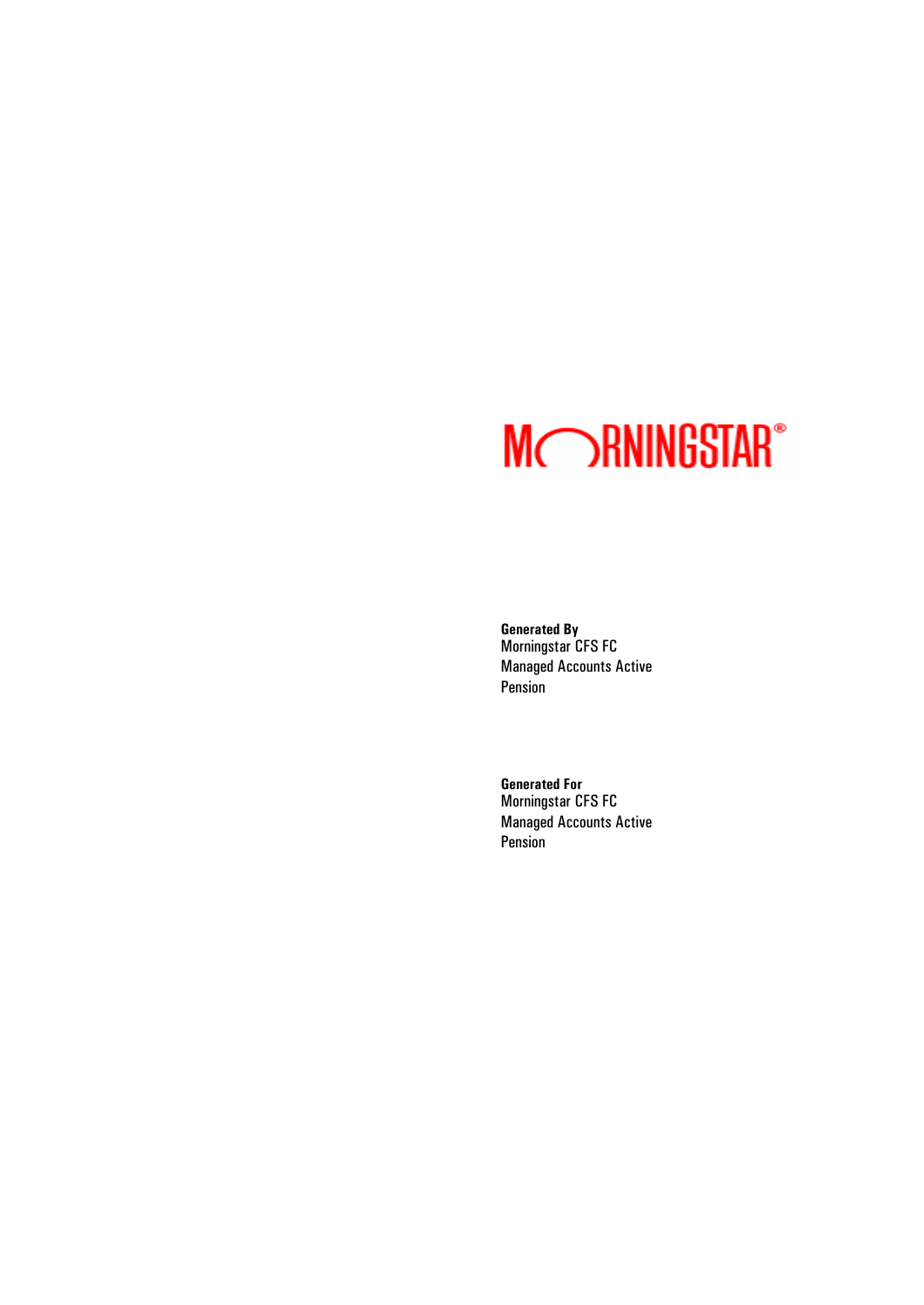MORNINGSTAR®

**Generated By**
Morningstar CFS FC
Managed Accounts Active
Pension

**Generated For**
Morningstar CFS FC
Managed Accounts Active
Pension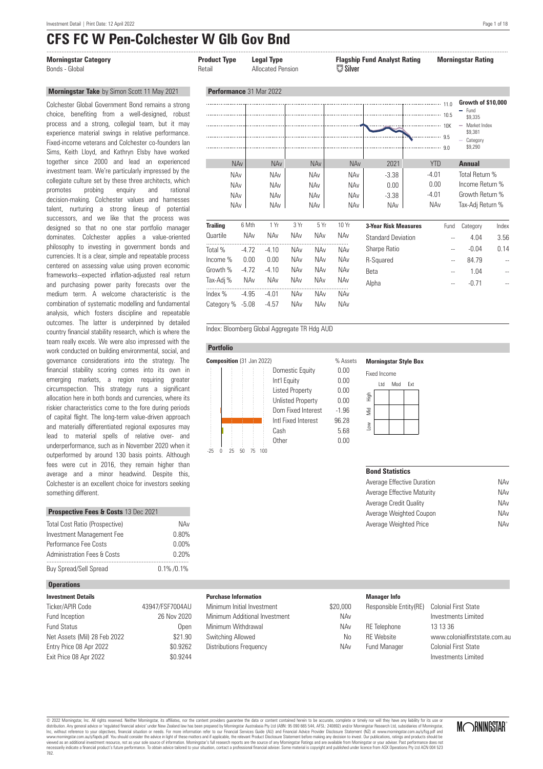# CFS FC W Pen-Colchester W Glb Gov Bnd

| Morningstar Category | Product Type | Legal Type | Flagship Fund Analyst Rating | Morningstar Rating |
|---|---|---|---|---|
| Bonds - Global | Retail | Allocated Pension | Silver | |

## Morningstar Take by Simon Scott 11 May 2021

Colchester Global Government Bond remains a strong choice, benefiting from a well-designed, robust process and a strong, collegial team, but it may experience material swings in relative performance. Fixed-income veterans and Colchester co-founders Ian Sims, Keith Lloyd, and Kathryn Elsby have worked together since 2000 and lead an experienced investment team. We're particularly impressed by the collegiate culture set by these three architects, which promotes probing enquiry and rational decision-making. Colchester values and harnesses talent, nurturing a strong lineup of potential successors, and we like that the process was designed so that no one star portfolio manager dominates. Colchester applies a value-oriented philosophy to investing in government bonds and currencies. It is a clear, simple and repeatable process centered on assessing value using proven economic frameworks--expected inflation-adjusted real return and purchasing power parity forecasts over the medium term. A welcome characteristic is the combination of systematic modelling and fundamental analysis, which fosters discipline and repeatable outcomes. The latter is underpinned by detailed country financial stability research, which is where the team really excels. We were also impressed with the work conducted on building environmental, social, and governance considerations into the strategy. The financial stability scoring comes into its own in emerging markets, a region requiring greater circumspection. This strategy runs a significant allocation here in both bonds and currencies, where its riskier characteristics come to the fore during periods of capital flight. The long-term value-driven approach and materially differentiated regional exposures may lead to material spells of relative over- and underperformance, such as in November 2020 when it outperformed by around 130 basis points. Although fees were cut in 2016, they remain higher than average and a minor headwind. Despite this, Colchester is an excellent choice for investors seeking something different.

## Prospective Fees & Costs 13 Dec 2021

| | |
|---|---|
| Total Cost Ratio (Prospective) | NAv |
| Investment Management Fee | 0.80% |
| Performance Fee Costs | 0.00% |
| Administration Fees & Costs | 0.20% |
| Buy Spread/Sell Spread | 0.1% /0.1% |

## Performance 31 Mar 2022

Growth of $10,000: Fund $9,335; Market Index $9,381; Category $9,290

| NAv | NAv | NAv | NAv | 2021 | YTD | Annual |
|---|---|---|---|---|---|---|
| NAv | NAv | NAv | NAv | -3.38 | -4.01 | Total Return % |
| NAv | NAv | NAv | NAv | 0.00 | 0.00 | Income Return % |
| NAv | NAv | NAv | NAv | -3.38 | -4.01 | Growth Return % |
| NAv | NAv | NAv | NAv | NAv | NAv | Tax-Adj Return % |

| Trailing | 6 Mth | 1 Yr | 3 Yr | 5 Yr | 10 Yr |
|---|---|---|---|---|---|
| Quartile | NAv | NAv | NAv | NAv | NAv |
| Total % | -4.72 | -4.10 | NAv | NAv | NAv |
| Income % | 0.00 | 0.00 | NAv | NAv | NAv |
| Growth % | -4.72 | -4.10 | NAv | NAv | NAv |
| Tax-Adj % | NAv | NAv | NAv | NAv | NAv |
| Index % | -4.95 | -4.01 | NAv | NAv | NAv |
| Category % | -5.08 | -4.57 | NAv | NAv | NAv |

| 3-Year Risk Measures | Fund | Category | Index |
|---|---|---|---|
| Standard Deviation | -- | 4.04 | 3.56 |
| Sharpe Ratio | -- | -0.04 | 0.14 |
| R-Squared | -- | 84.79 | -- |
| Beta | -- | 1.04 | -- |
| Alpha | -- | -0.71 | -- |

Index: Bloomberg Global Aggregate TR Hdg AUD

## Portfolio

**Composition** (31 Jan 2022)

| | % Assets |
|---|---|
| Domestic Equity | 0.00 |
| Int'l Equity | 0.00 |
| Listed Property | 0.00 |
| Unlisted Property | 0.00 |
| Dom Fixed Interest | -1.96 |
| Intl Fixed Interest | 96.28 |
| Cash | 5.68 |
| Other | 0.00 |

**Morningstar Style Box**

Fixed Income

**Bond Statistics**

| | |
|---|---|
| Average Effective Duration | NAv |
| Average Effective Maturity | NAv |
| Average Credit Quality | NAv |
| Average Weighted Coupon | NAv |
| Average Weighted Price | NAv |

## Operations

**Investment Details**

| | |
|---|---|
| Ticker/APIR Code | 43947/FSF7004AU |
| Fund Inception | 26 Nov 2020 |
| Fund Status | Open |
| Net Assets (Mil) 28 Feb 2022 | $21.90 |
| Entry Price 08 Apr 2022 | $0.9262 |
| Exit Price 08 Apr 2022 | $0.9244 |

**Purchase Information**

| | |
|---|---|
| Minimum Initial Investment | $20,000 |
| Minimum Additional Investment | NAv |
| Minimum Withdrawal | NAv |
| Switching Allowed | No |
| Distributions Frequency | NAv |

**Manager Info**

| | |
|---|---|
| Responsible Entity(RE) | Colonial First State Investments Limited |
| RE Telephone | 13 13 36 |
| RE Website | www.colonialfirststate.com.au |
| Fund Manager | Colonial First State Investments Limited |

© 2022 Morningstar, Inc. All rights reserved. Neither Morningstar, its affiliates, nor the content providers guarantee the data or content contained herein to be accurate, complete or timely nor will they have any liability for its use or distribution. Any general advice or 'regulated financial advice' under New Zealand law has been prepared by Morningstar Australasia Pty Ltd (ABN: 95 090 665 544, AFSL: 240892) and/or Morningstar Research Ltd, subsidiaries of Morningstar, Inc, without reference to your objectives, financial situation or needs. For more information refer to our Financial Services Guide (AU) and Financial Advice Provider Disclosure Statement (NZ) at www.morningstar.com.au/s/fsg.pdf and www.morningstar.com.au/s/fapds.pdf. You should consider the advice in light of these matters and if applicable, the relevant Product Disclosure Statement before making any decision to invest. Our publications, ratings and products should be viewed as an additional investment resource, not as your sole source of information. Morningstar's full research reports are the source of any Morningstar Ratings and are available from Morningstar or your adviser. Past performance does not necessarily indicate a financial product's future performance. To obtain advice tailored to your situation, contact a professional financial adviser. Some material is copyright and published under licence from ASX Operations Pty Ltd ACN 004 523 782.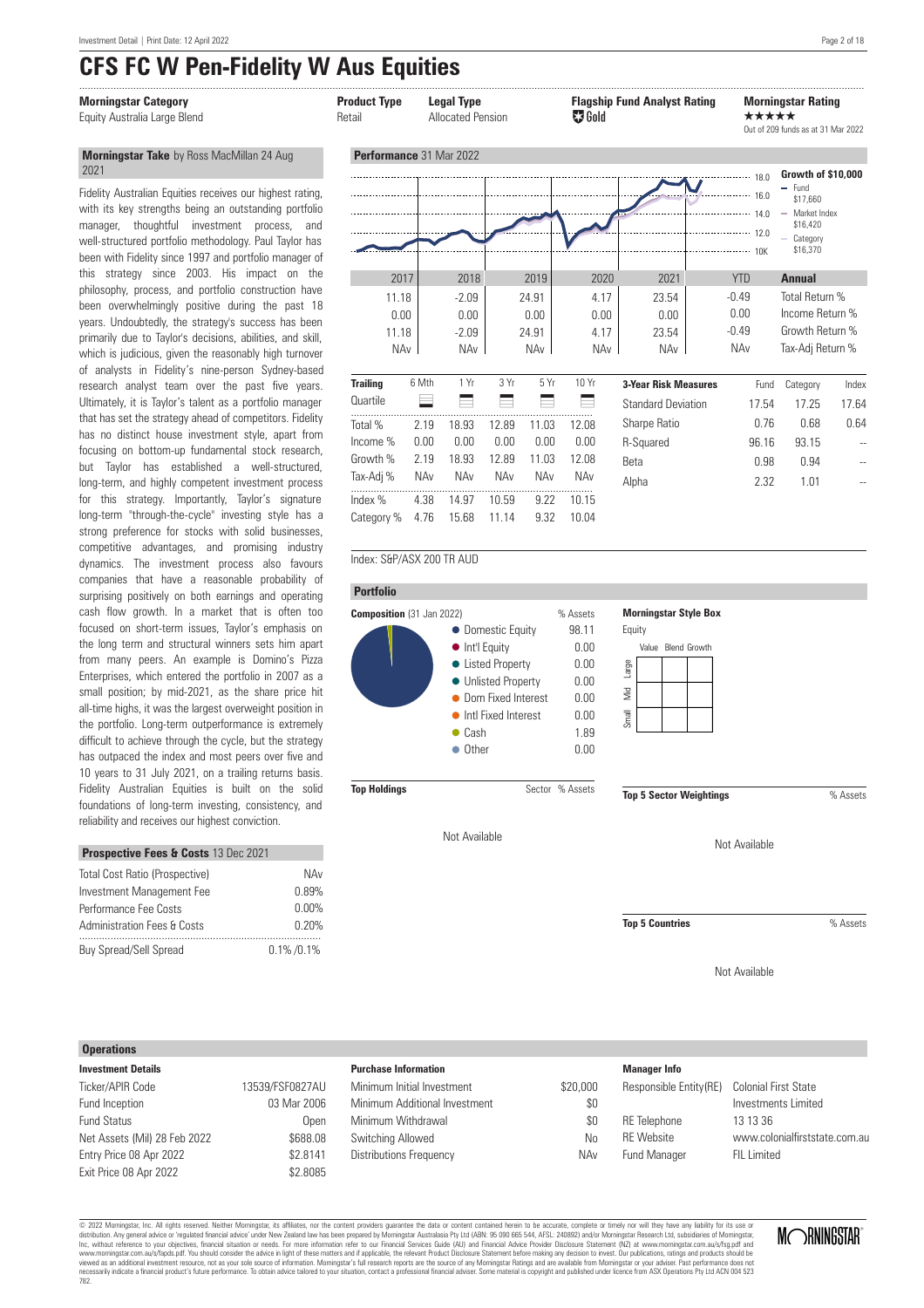# CFS FC W Pen-Fidelity W Aus Equities

| Morningstar Category | Product Type | Legal Type | Flagship Fund Analyst Rating | Morningstar Rating |
|---|---|---|---|---|
| Equity Australia Large Blend | Retail | Allocated Pension | Gold | ★★★★★ Out of 209 funds as at 31 Mar 2022 |

## Morningstar Take by Ross MacMillan 24 Aug 2021

Fidelity Australian Equities receives our highest rating, with its key strengths being an outstanding portfolio manager, thoughtful investment process, and well-structured portfolio methodology. Paul Taylor has been with Fidelity since 1997 and portfolio manager of this strategy since 2003. His impact on the philosophy, process, and portfolio construction have been overwhelmingly positive during the past 18 years. Undoubtedly, the strategy's success has been primarily due to Taylor's decisions, abilities, and skill, which is judicious, given the reasonably high turnover of analysts in Fidelity's nine-person Sydney-based research analyst team over the past five years. Ultimately, it is Taylor's talent as a portfolio manager that has set the strategy ahead of competitors. Fidelity has no distinct house investment style, apart from focusing on bottom-up fundamental stock research, but Taylor has established a well-structured, long-term, and highly competent investment process for this strategy. Importantly, Taylor's signature long-term "through-the-cycle" investing style has a strong preference for stocks with solid businesses, competitive advantages, and promising industry dynamics. The investment process also favours companies that have a reasonable probability of surprising positively on both earnings and operating cash flow growth. In a market that is often too focused on short-term issues, Taylor's emphasis on the long term and structural winners sets him apart from many peers. An example is Domino's Pizza Enterprises, which entered the portfolio in 2007 as a small position; by mid-2021, as the share price hit all-time highs, it was the largest overweight position in the portfolio. Long-term outperformance is extremely difficult to achieve through the cycle, but the strategy has outpaced the index and most peers over five and 10 years to 31 July 2021, on a trailing returns basis. Fidelity Australian Equities is built on the solid foundations of long-term investing, consistency, and reliability and receives our highest conviction.

## Prospective Fees & Costs 13 Dec 2021

| | |
|---|---|
| Total Cost Ratio (Prospective) | NAv |
| Investment Management Fee | 0.89% |
| Performance Fee Costs | 0.00% |
| Administration Fees & Costs | 0.20% |
| Buy Spread/Sell Spread | 0.1% /0.1% |

## Performance 31 Mar 2022

Growth of $10,000: Fund $17,660; Market Index $16,420; Category $16,370

| | 2017 | 2018 | 2019 | 2020 | 2021 | YTD | Annual |
|---|---|---|---|---|---|---|---|
| | 11.18 | -2.09 | 24.91 | 4.17 | 23.54 | -0.49 | Total Return % |
| | 0.00 | 0.00 | 0.00 | 0.00 | 0.00 | 0.00 | Income Return % |
| | 11.18 | -2.09 | 24.91 | 4.17 | 23.54 | -0.49 | Growth Return % |
| | NAv | NAv | NAv | NAv | NAv | NAv | Tax-Adj Return % |

| Trailing | 6 Mth | 1 Yr | 3 Yr | 5 Yr | 10 Yr |
|---|---|---|---|---|---|
| Quartile | | | | | |
| Total % | 2.19 | 18.93 | 12.89 | 11.03 | 12.08 |
| Income % | 0.00 | 0.00 | 0.00 | 0.00 | 0.00 |
| Growth % | 2.19 | 18.93 | 12.89 | 11.03 | 12.08 |
| Tax-Adj % | NAv | NAv | NAv | NAv | NAv |
| Index % | 4.38 | 14.97 | 10.59 | 9.22 | 10.15 |
| Category % | 4.76 | 15.68 | 11.14 | 9.32 | 10.04 |

| 3-Year Risk Measures | Fund | Category | Index |
|---|---|---|---|
| Standard Deviation | 17.54 | 17.25 | 17.64 |
| Sharpe Ratio | 0.76 | 0.68 | 0.64 |
| R-Squared | 96.16 | 93.15 | -- |
| Beta | 0.98 | 0.94 | -- |
| Alpha | 2.32 | 1.01 | -- |

Index: S&P/ASX 200 TR AUD

## Portfolio

**Composition** (31 Jan 2022)

| | % Assets |
|---|---|
| Domestic Equity | 98.11 |
| Int'l Equity | 0.00 |
| Listed Property | 0.00 |
| Unlisted Property | 0.00 |
| Dom Fixed Interest | 0.00 |
| Intl Fixed Interest | 0.00 |
| Cash | 1.89 |
| Other | 0.00 |

**Morningstar Style Box**

Equity

**Top Holdings** — Sector — % Assets

Not Available

**Top 5 Sector Weightings** — % Assets

Not Available

**Top 5 Countries** — % Assets

Not Available

## Operations

**Investment Details**

| | |
|---|---|
| Ticker/APIR Code | 13539/FSF0827AU |
| Fund Inception | 03 Mar 2006 |
| Fund Status | Open |
| Net Assets (Mil) 28 Feb 2022 | $688.08 |
| Entry Price 08 Apr 2022 | $2.8141 |
| Exit Price 08 Apr 2022 | $2.8085 |

**Purchase Information**

| | |
|---|---|
| Minimum Initial Investment | $20,000 |
| Minimum Additional Investment | $0 |
| Minimum Withdrawal | $0 |
| Switching Allowed | No |
| Distributions Frequency | NAv |

**Manager Info**

| | |
|---|---|
| Responsible Entity(RE) | Colonial First State Investments Limited |
| RE Telephone | 13 13 36 |
| RE Website | www.colonialfirststate.com.au |
| Fund Manager | FIL Limited |

© 2022 Morningstar, Inc. All rights reserved. Neither Morningstar, its affiliates, nor the content providers guarantee the data or content contained herein to be accurate, complete or timely nor will they have any liability for its use or distribution. Any general advice or 'regulated financial advice' under New Zealand law has been prepared by Morningstar Australasia Pty Ltd (ABN: 95 090 665 544, AFSL: 240892) and/or Morningstar Research Ltd, subsidiaries of Morningstar, Inc, without reference to your objectives, financial situation or needs. For more information refer to our Financial Services Guide (AU) and Financial Advice Provider Disclosure Statement (NZ) at www.morningstar.com.au/s/fsg.pdf and www.morningstar.com.au/s/fapds.pdf. You should consider the advice in light of these matters and if applicable, the relevant Product Disclosure Statement before making any decision to invest. Our publications, ratings and products should be viewed as an additional investment resource, not as your sole source of information. Morningstar's full research reports are the source of any Morningstar Ratings and are available from Morningstar or your adviser. Past performance does not necessarily indicate a financial product's future performance. To obtain advice tailored to your situation, contact a professional financial adviser. Some material is copyright and published under licence from ASX Operations Pty Ltd ACN 004 523 782.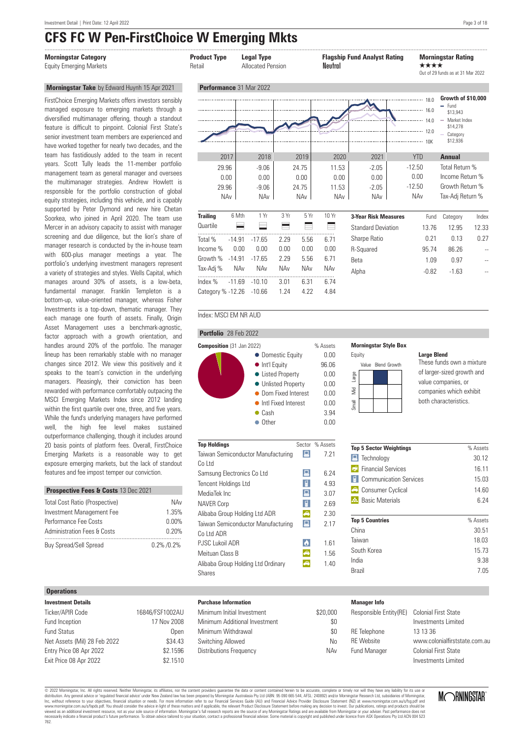# CFS FC W Pen-FirstChoice W Emerging Mkts

| Morningstar Category | Product Type | Legal Type | Flagship Fund Analyst Rating | Morningstar Rating |
|---|---|---|---|---|
| Equity Emerging Markets | Retail | Allocated Pension | Neutral | ★★★★ Out of 29 funds as at 31 Mar 2022 |

## Morningstar Take by Edward Huynh 15 Apr 2021

FirstChoice Emerging Markets offers investors sensibly managed exposure to emerging markets through a diversified multimanager offering, though a standout feature is difficult to pinpoint. Colonial First State's senior investment team members are experienced and have worked together for nearly two decades, and the team has fastidiously added to the team in recent years. Scott Tully leads the 11-member portfolio management team as general manager and oversees the multimanager strategies. Andrew Howlett is responsible for the portfolio construction of global equity strategies, including this vehicle, and is capably supported by Peter Dymond and new hire Chetan Soorkea, who joined in April 2020. The team use Mercer in an advisory capacity to assist with manager screening and due diligence, but the lion's share of manager research is conducted by the in-house team with 600-plus manager meetings a year. The portfolio's underlying investment managers represent a variety of strategies and styles. Wells Capital, which manages around 30% of assets, is a low-beta, fundamental manager. Franklin Templeton is a bottom-up, value-oriented manager, whereas Fisher Investments is a top-down, thematic manager. They each manage one fourth of assets. Finally, Origin Asset Management uses a benchmark-agnostic, factor approach with a growth orientation, and handles around 20% of the portfolio. The manager lineup has been remarkably stable with no manager changes since 2012. We view this positively and it speaks to the team's conviction in the underlying managers. Pleasingly, their conviction has been rewarded with performance comfortably outpacing the MSCI Emerging Markets Index since 2012 landing within the first quartile over one, three, and five years. While the fund's underlying managers have performed well, the high fee level makes sustained outperformance challenging, though it includes around 20 basis points of platform fees. Overall, FirstChoice Emerging Markets is a reasonable way to get exposure emerging markets, but the lack of standout features and fee impost temper our conviction.

## Prospective Fees & Costs 13 Dec 2021

| | |
|---|---|
| Total Cost Ratio (Prospective) | NAv |
| Investment Management Fee | 1.35% |
| Performance Fee Costs | 0.00% |
| Administration Fees & Costs | 0.20% |
| Buy Spread/Sell Spread | 0.2% /0.2% |

## Performance 31 Mar 2022

Growth of $10,000: Fund $13,943; Market Index $14,278; Category $12,936

| | 2017 | 2018 | 2019 | 2020 | 2021 | YTD | Annual |
|---|---|---|---|---|---|---|---|
| | 29.96 | -9.06 | 24.75 | 11.53 | -2.05 | -12.50 | Total Return % |
| | 0.00 | 0.00 | 0.00 | 0.00 | 0.00 | 0.00 | Income Return % |
| | 29.96 | -9.06 | 24.75 | 11.53 | -2.05 | -12.50 | Growth Return % |
| | NAv | NAv | NAv | NAv | NAv | NAv | Tax-Adj Return % |

| Trailing | 6 Mth | 1 Yr | 3 Yr | 5 Yr | 10 Yr |
|---|---|---|---|---|---|
| Quartile | | | | | |
| Total % | -14.91 | -17.65 | 2.29 | 5.56 | 6.71 |
| Income % | 0.00 | 0.00 | 0.00 | 0.00 | 0.00 |
| Growth % | -14.91 | -17.65 | 2.29 | 5.56 | 6.71 |
| Tax-Adj % | NAv | NAv | NAv | NAv | NAv |
| Index % | -11.69 | -10.10 | 3.01 | 6.31 | 6.74 |
| Category % | -12.26 | -10.66 | 1.24 | 4.22 | 4.84 |

| 3-Year Risk Measures | Fund | Category | Index |
|---|---|---|---|
| Standard Deviation | 13.76 | 12.95 | 12.33 |
| Sharpe Ratio | 0.21 | 0.13 | 0.27 |
| R-Squared | 95.74 | 86.26 | -- |
| Beta | 1.09 | 0.97 | -- |
| Alpha | -0.82 | -1.63 | -- |

Index: MSCI EM NR AUD

## Portfolio 28 Feb 2022

| Composition (31 Jan 2022) | % Assets |
|---|---|
| Domestic Equity | 0.00 |
| Int'l Equity | 96.06 |
| Listed Property | 0.00 |
| Unlisted Property | 0.00 |
| Dom Fixed Interest | 0.00 |
| Intl Fixed Interest | 0.00 |
| Cash | 3.94 |
| Other | 0.00 |

**Morningstar Style Box**

Equity

**Large Blend**
These funds own a mixture of larger-sized growth and value companies, or companies which exhibit both characteristics.

| Top Holdings | Sector | % Assets |
|---|---|---|
| Taiwan Semiconductor Manufacturing Co Ltd | Technology | 7.21 |
| Samsung Electronics Co Ltd | Technology | 6.24 |
| Tencent Holdings Ltd | Communication Services | 4.93 |
| MediaTek Inc | Technology | 3.07 |
| NAVER Corp | Communication Services | 2.69 |
| Alibaba Group Holding Ltd ADR | Consumer Cyclical | 2.30 |
| Taiwan Semiconductor Manufacturing Co Ltd ADR | Technology | 2.17 |
| PJSC Lukoil ADR | Energy | 1.61 |
| Meituan Class B | Consumer Cyclical | 1.56 |
| Alibaba Group Holding Ltd Ordinary Shares | Consumer Cyclical | 1.40 |

| Top 5 Sector Weightings | % Assets |
|---|---|
| Technology | 30.12 |
| Financial Services | 16.11 |
| Communication Services | 15.03 |
| Consumer Cyclical | 14.60 |
| Basic Materials | 6.24 |

| Top 5 Countries | % Assets |
|---|---|
| China | 30.51 |
| Taiwan | 18.03 |
| South Korea | 15.73 |
| India | 9.38 |
| Brazil | 7.05 |

## Operations

| Investment Details | |
|---|---|
| Ticker/APIR Code | 16846/FSF1002AU |
| Fund Inception | 17 Nov 2008 |
| Fund Status | Open |
| Net Assets (Mil) 28 Feb 2022 | $34.43 |
| Entry Price 08 Apr 2022 | $2.1596 |
| Exit Price 08 Apr 2022 | $2.1510 |

| Purchase Information | |
|---|---|
| Minimum Initial Investment | $20,000 |
| Minimum Additional Investment | $0 |
| Minimum Withdrawal | $0 |
| Switching Allowed | No |
| Distributions Frequency | NAv |

| Manager Info | |
|---|---|
| Responsible Entity(RE) | Colonial First State Investments Limited |
| RE Telephone | 13 13 36 |
| RE Website | www.colonialfirststate.com.au |
| Fund Manager | Colonial First State Investments Limited |

© 2022 Morningstar, Inc. All rights reserved. Neither Morningstar, its affiliates, nor the content providers guarantee the data or content contained herein to be accurate, complete or timely nor will they have any liability for its use or distribution. Any general advice or 'regulated financial advice' under New Zealand law has been prepared by Morningstar Australasia Pty Ltd (ABN: 95 090 665 544, AFSL: 240892) and/or Morningstar Research Ltd, subsidiaries of Morningstar, Inc, without reference to your objectives, financial situation or needs. For more information refer to our Financial Services Guide (AU) and Financial Advice Provider Disclosure Statement (NZ) at www.morningstar.com.au/s/fsg.pdf and www.morningstar.com.au/s/fapds.pdf. You should consider the advice in light of these matters and if applicable, the relevant Product Disclosure Statement before making any decision to invest. Our publications, ratings and products should be viewed as an additional investment resource, not as your sole source of information. Morningstar's full research reports are the source of any Morningstar Ratings and are available from Morningstar or your adviser. Past performance does not necessarily indicate a financial product's future performance. To obtain advice tailored to your situation, contact a professional financial adviser. Some material is copyright and published under licence from ASX Operations Pty Ltd ACN 004 523 782.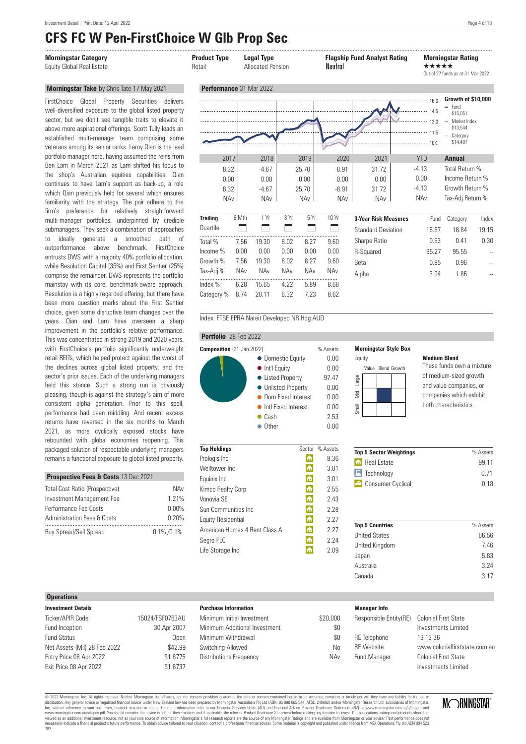# CFS FC W Pen-FirstChoice W Glb Prop Sec

| Morningstar Category | Product Type | Legal Type | Flagship Fund Analyst Rating | Morningstar Rating |
|---|---|---|---|---|
| Equity Global Real Estate | Retail | Allocated Pension | Neutral | ★★★★★ Out of 27 funds as at 31 Mar 2022 |

## Morningstar Take by Chris Tate 17 May 2021

FirstChoice Global Property Securities delivers well-diversified exposure to the global listed property sector, but we don't see tangible traits to elevate it above more aspirational offerings. Scott Tully leads an established multi-manager team comprising some veterans among its senior ranks. Leroy Qian is the lead portfolio manager here, having assumed the reins from Ben Lam in March 2021 as Lam shifted his focus to the shop's Australian equities capabilities. Qian continues to have Lam's support as back-up, a role which Qian previously held for several which ensures familiarity with the strategy. The pair adhere to the firm's preference for relatively straightforward multi-manager portfolios, underpinned by credible submanagers. They seek a combination of approaches to ideally generate a smoothed path of outperformance above benchmark. FirstChoice entrusts DWS with a majority 40% portfolio allocation, while Resolution Capital (35%) and First Sentier (25%) comprise the remainder. DWS represents the portfolio mainstay with its core, benchmark-aware approach. Resolution is a highly regarded offering, but there have been more question marks about the First Sentier choice, given some disruptive team changes over the years. Qian and Lam have overseen a sharp improvement in the portfolio's relative performance. This was concentrated in strong 2019 and 2020 years, with FirstChoice's portfolio significantly underweight retail REITs, which helped protect against the worst of the declines across global listed property, and the sector's prior issues. Each of the underlying managers held this stance. Such a strong run is obviously pleasing, though is against the strategy's aim of more consistent alpha generation. Prior to this spell, performance had been middling. And recent excess returns have reversed in the six months to March 2021, as more cyclically exposed stocks have rebounded with global economies reopening. This packaged solution of respectable underlying managers remains a functional exposure to global listed property.

## Prospective Fees & Costs 13 Dec 2021

| | |
|---|---|
| Total Cost Ratio (Prospective) | NAv |
| Investment Management Fee | 1.21% |
| Performance Fee Costs | 0.00% |
| Administration Fees & Costs | 0.20% |
| Buy Spread/Sell Spread | 0.1% /0.1% |

## Performance 31 Mar 2022

Growth of $10,000: Fund $15,051; Market Index $13,544; Category $14,407

| | 2017 | 2018 | 2019 | 2020 | 2021 | YTD | Annual |
|---|---|---|---|---|---|---|---|
| | 8.32 | -4.67 | 25.70 | -8.91 | 31.72 | -4.13 | Total Return % |
| | 0.00 | 0.00 | 0.00 | 0.00 | 0.00 | 0.00 | Income Return % |
| | 8.32 | -4.67 | 25.70 | -8.91 | 31.72 | -4.13 | Growth Return % |
| | NAv | NAv | NAv | NAv | NAv | NAv | Tax-Adj Return % |

| Trailing | 6 Mth | 1 Yr | 3 Yr | 5 Yr | 10 Yr |
|---|---|---|---|---|---|
| Quartile | | | | | |
| Total % | 7.56 | 19.30 | 8.02 | 8.27 | 9.60 |
| Income % | 0.00 | 0.00 | 0.00 | 0.00 | 0.00 |
| Growth % | 7.56 | 19.30 | 8.02 | 8.27 | 9.60 |
| Tax-Adj % | NAv | NAv | NAv | NAv | NAv |
| Index % | 6.28 | 15.65 | 4.22 | 5.89 | 8.68 |
| Category % | 8.74 | 20.11 | 6.32 | 7.23 | 8.62 |

| 3-Year Risk Measures | Fund | Category | Index |
|---|---|---|---|
| Standard Deviation | 16.67 | 18.84 | 19.15 |
| Sharpe Ratio | 0.53 | 0.41 | 0.30 |
| R-Squared | 95.27 | 95.55 | -- |
| Beta | 0.85 | 0.96 | -- |
| Alpha | 3.94 | 1.86 | -- |

Index: FTSE EPRA Nareit Developed NR Hdg AUD

## Portfolio 28 Feb 2022

| Composition (31 Jan 2022) | % Assets |
|---|---|
| Domestic Equity | 0.00 |
| Int'l Equity | 0.00 |
| Listed Property | 97.47 |
| Unlisted Property | 0.00 |
| Dom Fixed Interest | 0.00 |
| Intl Fixed Interest | 0.00 |
| Cash | 2.53 |
| Other | 0.00 |

**Morningstar Style Box** — Equity

**Medium Blend**
These funds own a mixture of medium-sized growth and value companies, or companies which exhibit both characteristics.

| Top Holdings | Sector | % Assets |
|---|---|---|
| Prologis Inc | Real Estate | 8.36 |
| Welltower Inc | Real Estate | 3.01 |
| Equinix Inc | Real Estate | 3.01 |
| Kimco Realty Corp | Real Estate | 2.55 |
| Vonovia SE | Real Estate | 2.43 |
| Sun Communities Inc | Real Estate | 2.28 |
| Equity Residential | Real Estate | 2.27 |
| American Homes 4 Rent Class A | Real Estate | 2.27 |
| Segro PLC | Real Estate | 2.24 |
| Life Storage Inc | Real Estate | 2.09 |

| Top 5 Sector Weightings | % Assets |
|---|---|
| Real Estate | 99.11 |
| Technology | 0.71 |
| Consumer Cyclical | 0.18 |

| Top 5 Countries | % Assets |
|---|---|
| United States | 66.56 |
| United Kingdom | 7.46 |
| Japan | 5.83 |
| Australia | 3.24 |
| Canada | 3.17 |

## Operations

| Investment Details | |
|---|---|
| Ticker/APIR Code | 15024/FSF0763AU |
| Fund Inception | 30 Apr 2007 |
| Fund Status | Open |
| Net Assets (Mil) 28 Feb 2022 | $42.99 |
| Entry Price 08 Apr 2022 | $1.8775 |
| Exit Price 08 Apr 2022 | $1.8737 |

| Purchase Information | |
|---|---|
| Minimum Initial Investment | $20,000 |
| Minimum Additional Investment | $0 |
| Minimum Withdrawal | $0 |
| Switching Allowed | No |
| Distributions Frequency | NAv |

| Manager Info | |
|---|---|
| Responsible Entity(RE) | Colonial First State Investments Limited |
| RE Telephone | 13 13 36 |
| RE Website | www.colonialfirststate.com.au |
| Fund Manager | Colonial First State Investments Limited |

© 2022 Morningstar, Inc. All rights reserved. Neither Morningstar, its affiliates, nor the content providers guarantee the data or content contained herein to be accurate, complete or timely nor will they have any liability for its use or distribution. Any general advice or 'regulated financial advice' under New Zealand law has been prepared by Morningstar Australasia Pty Ltd (ABN: 95 090 665 544, AFSL: 240892) and/or Morningstar Research Ltd, subsidiaries of Morningstar, Inc, without reference to your objectives, financial situation or needs. For more information refer to our Financial Services Guide (AU) and Financial Advice Provider Disclosure Statement (NZ) at www.morningstar.com.au/s/fsg.pdf and www.morningstar.com.au/s/fapds.pdf. You should consider the advice in light of these matters and if applicable, the relevant Product Disclosure Statement before making any decision to invest. Our publications, ratings and products should be viewed as an additional investment resource, not as your sole source of information. Morningstar's full research reports are the source of any Morningstar Ratings and are available from Morningstar or your adviser. Past performance does not necessarily indicate a financial product's future performance. To obtain advice tailored to your situation, contact a professional financial adviser. Some material is copyright and published under licence from ASX Operations Pty Ltd ACN 004 523 782.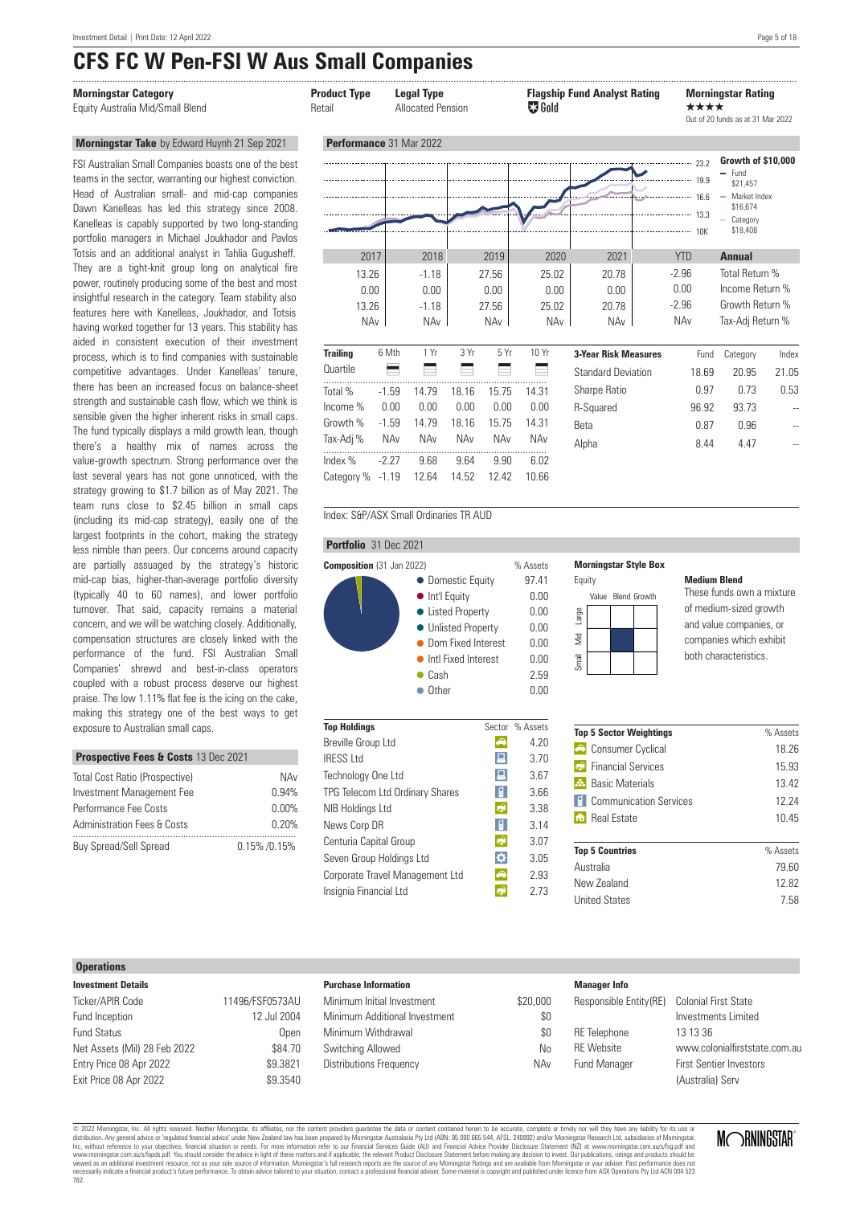# CFS FC W Pen-FSI W Aus Small Companies

| Morningstar Category | Product Type | Legal Type | Flagship Fund Analyst Rating | Morningstar Rating |
|---|---|---|---|---|
| Equity Australia Mid/Small Blend | Retail | Allocated Pension | Gold | ★★★★ Out of 20 funds as at 31 Mar 2022 |

## Morningstar Take by Edward Huynh 21 Sep 2021

FSI Australian Small Companies boasts one of the best teams in the sector, warranting our highest conviction. Head of Australian small- and mid-cap companies Dawn Kanelleas has led this strategy since 2008. Kanelleas is capably supported by two long-standing portfolio managers in Michael Joukhador and Pavlos Totsis and an additional analyst in Tahlia Gugusheff. They are a tight-knit group long on analytical fire power, routinely producing some of the best and most insightful research in the category. Team stability also features here with Kanelleas, Joukhador, and Totsis having worked together for 13 years. This stability has aided in consistent execution of their investment process, which is to find companies with sustainable competitive advantages. Under Kanelleas' tenure, there has been an increased focus on balance-sheet strength and sustainable cash flow, which we think is sensible given the higher inherent risks in small caps. The fund typically displays a mild growth lean, though there's a healthy mix of names across the value-growth spectrum. Strong performance over the last several years has not gone unnoticed, with the strategy growing to $1.7 billion as of May 2021. The team runs close to $2.45 billion in small caps (including its mid-cap strategy), easily one of the largest footprints in the cohort, making the strategy less nimble than peers. Our concerns around capacity are partially assuaged by the strategy's historic mid-cap bias, higher-than-average portfolio diversity (typically 40 to 60 names), and lower portfolio turnover. That said, capacity remains a material concern, and we will be watching closely. Additionally, compensation structures are closely linked with the performance of the fund. FSI Australian Small Companies' shrewd and best-in-class operators coupled with a robust process deserve our highest praise. The low 1.11% flat fee is the icing on the cake, making this strategy one of the best ways to get exposure to Australian small caps.

## Prospective Fees & Costs 13 Dec 2021

| | |
|---|---|
| Total Cost Ratio (Prospective) | NAv |
| Investment Management Fee | 0.94% |
| Performance Fee Costs | 0.00% |
| Administration Fees & Costs | 0.20% |
| Buy Spread/Sell Spread | 0.15% /0.15% |

## Performance 31 Mar 2022

Growth of $10,000: Fund $21,457; Market Index $16,674; Category $18,408

| | 2017 | 2018 | 2019 | 2020 | 2021 | YTD | Annual |
|---|---|---|---|---|---|---|---|
| | 13.26 | -1.18 | 27.56 | 25.02 | 20.78 | -2.96 | Total Return % |
| | 0.00 | 0.00 | 0.00 | 0.00 | 0.00 | 0.00 | Income Return % |
| | 13.26 | -1.18 | 27.56 | 25.02 | 20.78 | -2.96 | Growth Return % |
| | NAv | NAv | NAv | NAv | NAv | NAv | Tax-Adj Return % |

| Trailing | 6 Mth | 1 Yr | 3 Yr | 5 Yr | 10 Yr |
|---|---|---|---|---|---|
| Quartile | | | | | |
| Total % | -1.59 | 14.79 | 18.16 | 15.75 | 14.31 |
| Income % | 0.00 | 0.00 | 0.00 | 0.00 | 0.00 |
| Growth % | -1.59 | 14.79 | 18.16 | 15.75 | 14.31 |
| Tax-Adj % | NAv | NAv | NAv | NAv | NAv |
| Index % | -2.27 | 9.68 | 9.64 | 9.90 | 6.02 |
| Category % | -1.19 | 12.64 | 14.52 | 12.42 | 10.66 |

| 3-Year Risk Measures | Fund | Category | Index |
|---|---|---|---|
| Standard Deviation | 18.69 | 20.95 | 21.05 |
| Sharpe Ratio | 0.97 | 0.73 | 0.53 |
| R-Squared | 96.92 | 93.73 | -- |
| Beta | 0.87 | 0.96 | -- |
| Alpha | 8.44 | 4.47 | -- |

Index: S&P/ASX Small Ordinaries TR AUD

## Portfolio 31 Dec 2021

**Composition** (31 Jan 2022)

| | % Assets |
|---|---|
| Domestic Equity | 97.41 |
| Int'l Equity | 0.00 |
| Listed Property | 0.00 |
| Unlisted Property | 0.00 |
| Dom Fixed Interest | 0.00 |
| Intl Fixed Interest | 0.00 |
| Cash | 2.59 |
| Other | 0.00 |

**Morningstar Style Box**

Equity

**Medium Blend**
These funds own a mixture of medium-sized growth and value companies, or companies which exhibit both characteristics.

| Top Holdings | Sector | % Assets |
|---|---|---|
| Breville Group Ltd | Consumer Cyclical | 4.20 |
| IRESS Ltd | Technology | 3.70 |
| Technology One Ltd | Technology | 3.67 |
| TPG Telecom Ltd Ordinary Shares | Communication Services | 3.66 |
| NIB Holdings Ltd | Financial Services | 3.38 |
| News Corp DR | Communication Services | 3.14 |
| Centuria Capital Group | Financial Services | 3.07 |
| Seven Group Holdings Ltd | Industrials | 3.05 |
| Corporate Travel Management Ltd | Consumer Cyclical | 2.93 |
| Insignia Financial Ltd | Financial Services | 2.73 |

| Top 5 Sector Weightings | % Assets |
|---|---|
| Consumer Cyclical | 18.26 |
| Financial Services | 15.93 |
| Basic Materials | 13.42 |
| Communication Services | 12.24 |
| Real Estate | 10.45 |

| Top 5 Countries | % Assets |
|---|---|
| Australia | 79.60 |
| New Zealand | 12.82 |
| United States | 7.58 |

## Operations

**Investment Details**

| | |
|---|---|
| Ticker/APIR Code | 11496/FSF0573AU |
| Fund Inception | 12 Jul 2004 |
| Fund Status | Open |
| Net Assets (Mil) 28 Feb 2022 | $84.70 |
| Entry Price 08 Apr 2022 | $9.3821 |
| Exit Price 08 Apr 2022 | $9.3540 |

**Purchase Information**

| | |
|---|---|
| Minimum Initial Investment | $20,000 |
| Minimum Additional Investment | $0 |
| Minimum Withdrawal | $0 |
| Switching Allowed | No |
| Distributions Frequency | NAv |

**Manager Info**

| | |
|---|---|
| Responsible Entity(RE) | Colonial First State Investments Limited |
| RE Telephone | 13 13 36 |
| RE Website | www.colonialfirststate.com.au |
| Fund Manager | First Sentier Investors (Australia) Serv |

© 2022 Morningstar, Inc. All rights reserved. Neither Morningstar, its affiliates, nor the content providers guarantee the data or content contained herein to be accurate, complete or timely nor will they have any liability for its use or distribution. Any general advice or 'regulated financial advice' under New Zealand law has been prepared by Morningstar Australasia Pty Ltd (ABN: 95 090 665 544, AFSL: 240892) and/or Morningstar Research Ltd, subsidiaries of Morningstar, Inc, without reference to your objectives, financial situation or needs. For more information refer to our Financial Services Guide (AU) and Financial Advice Provider Disclosure Statement (NZ) at www.morningstar.com.au/s/fsg.pdf and www.morningstar.com.au/s/fapds.pdf. You should consider the advice in light of these matters and if applicable, the relevant Product Disclosure Statement before making any decision to invest. Our publications, ratings and products should be viewed as an additional investment resource, not as your sole source of information. Morningstar's full research reports are the source of any Morningstar Ratings and are available from Morningstar or your adviser. Past performance does not necessarily indicate a financial product's future performance. To obtain advice tailored to your situation, contact a professional financial adviser. Some material is copyright and published under licence from ASX Operations Pty Ltd ACN 004 523 782.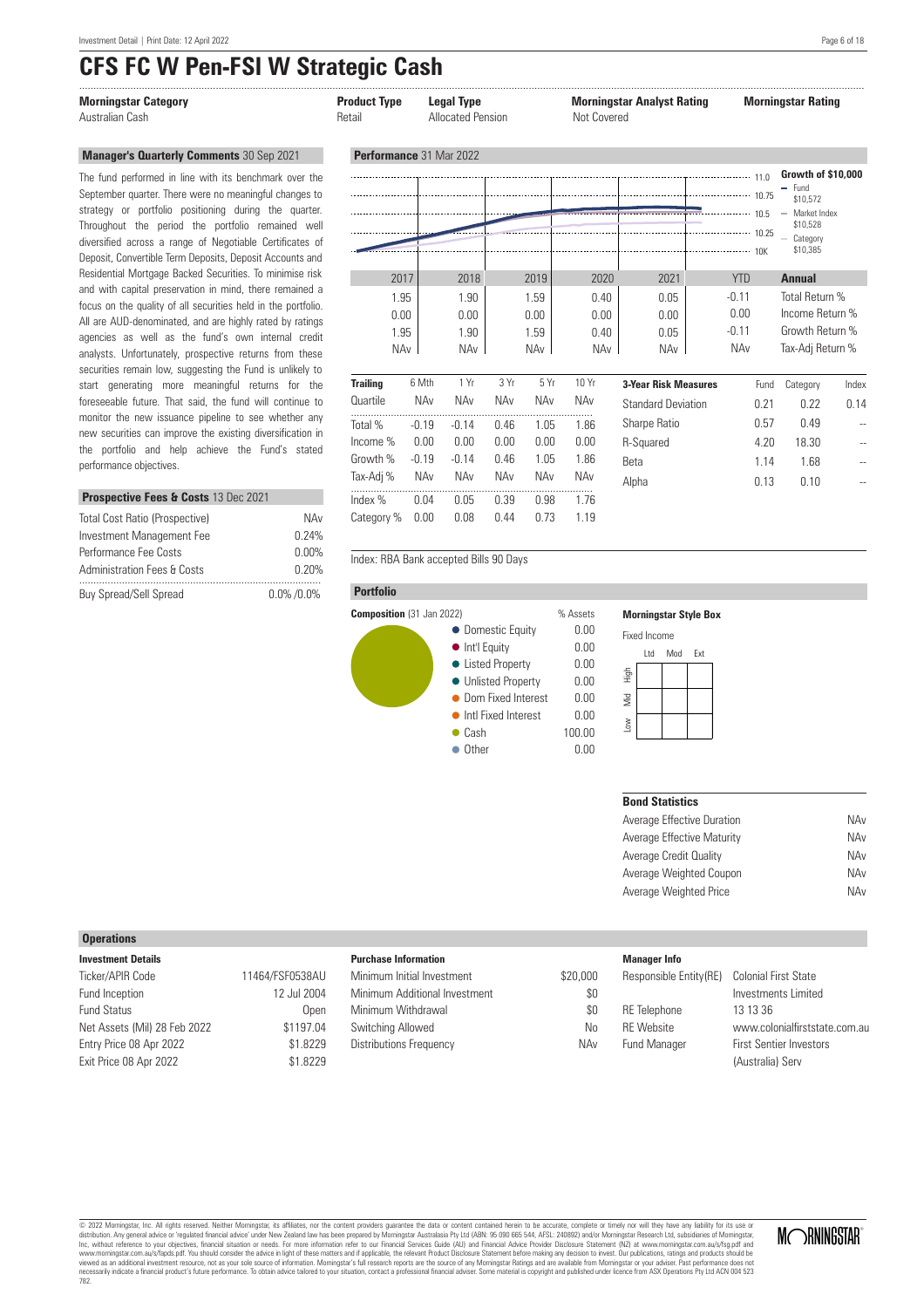# CFS FC W Pen-FSI W Strategic Cash

| Morningstar Category | Product Type | Legal Type | Morningstar Analyst Rating | Morningstar Rating |
|---|---|---|---|---|
| Australian Cash | Retail | Allocated Pension | Not Covered | |

## Manager's Quarterly Comments 30 Sep 2021

The fund performed in line with its benchmark over the September quarter. There were no meaningful changes to strategy or portfolio positioning during the quarter. Throughout the period the portfolio remained well diversified across a range of Negotiable Certificates of Deposit, Convertible Term Deposits, Deposit Accounts and Residential Mortgage Backed Securities. To minimise risk and with capital preservation in mind, there remained a focus on the quality of all securities held in the portfolio. All are AUD-denominated, and are highly rated by ratings agencies as well as the fund's own internal credit analysts. Unfortunately, prospective returns from these securities remain low, suggesting the Fund is unlikely to start generating more meaningful returns for the foreseeable future. That said, the fund will continue to monitor the new issuance pipeline to see whether any new securities can improve the existing diversification in the portfolio and help achieve the Fund's stated performance objectives.

## Prospective Fees & Costs 13 Dec 2021

| | |
|---|---|
| Total Cost Ratio (Prospective) | NAv |
| Investment Management Fee | 0.24% |
| Performance Fee Costs | 0.00% |
| Administration Fees & Costs | 0.20% |
| Buy Spread/Sell Spread | 0.0% /0.0% |

## Performance 31 Mar 2022

**Growth of $10,000**
- Fund $10,572
- Market Index $10,528
- Category $10,385

| 2017 | 2018 | 2019 | 2020 | 2021 | YTD | Annual |
|---|---|---|---|---|---|---|
| 1.95 | 1.90 | 1.59 | 0.40 | 0.05 | -0.11 | Total Return % |
| 0.00 | 0.00 | 0.00 | 0.00 | 0.00 | 0.00 | Income Return % |
| 1.95 | 1.90 | 1.59 | 0.40 | 0.05 | -0.11 | Growth Return % |
| NAv | NAv | NAv | NAv | NAv | NAv | Tax-Adj Return % |

| Trailing | 6 Mth | 1 Yr | 3 Yr | 5 Yr | 10 Yr |
|---|---|---|---|---|---|
| Quartile | NAv | NAv | NAv | NAv | NAv |
| Total % | -0.19 | -0.14 | 0.46 | 1.05 | 1.86 |
| Income % | 0.00 | 0.00 | 0.00 | 0.00 | 0.00 |
| Growth % | -0.19 | -0.14 | 0.46 | 1.05 | 1.86 |
| Tax-Adj % | NAv | NAv | NAv | NAv | NAv |
| Index % | 0.04 | 0.05 | 0.39 | 0.98 | 1.76 |
| Category % | 0.00 | 0.08 | 0.44 | 0.73 | 1.19 |

| 3-Year Risk Measures | Fund | Category | Index |
|---|---|---|---|
| Standard Deviation | 0.21 | 0.22 | 0.14 |
| Sharpe Ratio | 0.57 | 0.49 | -- |
| R-Squared | 4.20 | 18.30 | -- |
| Beta | 1.14 | 1.68 | -- |
| Alpha | 0.13 | 0.10 | -- |

Index: RBA Bank accepted Bills 90 Days

## Portfolio

**Composition** (31 Jan 2022)

| | % Assets |
|---|---|
| Domestic Equity | 0.00 |
| Int'l Equity | 0.00 |
| Listed Property | 0.00 |
| Unlisted Property | 0.00 |
| Dom Fixed Interest | 0.00 |
| Intl Fixed Interest | 0.00 |
| Cash | 100.00 |
| Other | 0.00 |

**Morningstar Style Box**

Fixed Income

**Bond Statistics**

| | |
|---|---|
| Average Effective Duration | NAv |
| Average Effective Maturity | NAv |
| Average Credit Quality | NAv |
| Average Weighted Coupon | NAv |
| Average Weighted Price | NAv |

## Operations

**Investment Details**

| | |
|---|---|
| Ticker/APIR Code | 11464/FSF0538AU |
| Fund Inception | 12 Jul 2004 |
| Fund Status | Open |
| Net Assets (Mil) 28 Feb 2022 | $1197.04 |
| Entry Price 08 Apr 2022 | $1.8229 |
| Exit Price 08 Apr 2022 | $1.8229 |

**Purchase Information**

| | |
|---|---|
| Minimum Initial Investment | $20,000 |
| Minimum Additional Investment | $0 |
| Minimum Withdrawal | $0 |
| Switching Allowed | No |
| Distributions Frequency | NAv |

**Manager Info**

| | |
|---|---|
| Responsible Entity(RE) | Colonial First State Investments Limited |
| RE Telephone | 13 13 36 |
| RE Website | www.colonialfirststate.com.au |
| Fund Manager | First Sentier Investors (Australia) Serv |

© 2022 Morningstar, Inc. All rights reserved. Neither Morningstar, its affiliates, nor the content providers guarantee the data or content contained herein to be accurate, complete or timely nor will they have any liability for its use or distribution. Any general advice or 'regulated financial advice' under New Zealand law has been prepared by Morningstar Australasia Pty Ltd (ABN: 95 090 665 544, AFSL: 240892) and/or Morningstar Research Ltd, subsidiaries of Morningstar, Inc, without reference to your objectives, financial situation or needs. For more information refer to our Financial Services Guide (AU) and Financial Advice Provider Disclosure Statement (NZ) at www.morningstar.com.au/s/fsg.pdf and www.morningstar.com.au/s/fapds.pdf. You should consider the advice in light of these matters and if applicable, the relevant Product Disclosure Statement before making any decision to invest. Our publications, ratings and products should be viewed as an additional investment resource, not as your sole source of information. Morningstar's full research reports are the source of any Morningstar Ratings and are available from Morningstar or your adviser. Past performance does not necessarily indicate a financial product's future performance. To obtain advice tailored to your situation, contact a professional financial adviser. Some material is copyright and published under licence from ASX Operations Pty Ltd ACN 004 523 782.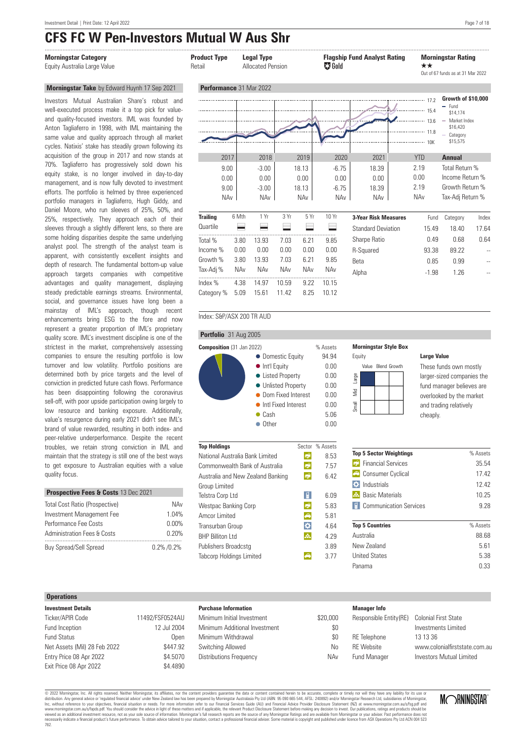# CFS FC W Pen-Investors Mutual W Aus Shr

| Morningstar Category | Product Type | Legal Type | Flagship Fund Analyst Rating | Morningstar Rating |
|---|---|---|---|---|
| Equity Australia Large Value | Retail | Allocated Pension | Gold | ★★ Out of 67 funds as at 31 Mar 2022 |

## Morningstar Take by Edward Huynh 17 Sep 2021

Investors Mutual Australian Share's robust and well-executed process make it a top pick for value- and quality-focused investors. IML was founded by Anton Tagliaferro in 1998, with IML maintaining the same value and quality approach through all market cycles. Natixis' stake has steadily grown following its acquisition of the group in 2017 and now stands at 70%. Tagliaferro has progressively sold down his equity stake, is no longer involved in day-to-day management, and is now fully devoted to investment efforts. The portfolio is helmed by three experienced portfolio managers in Tagliaferro, Hugh Giddy, and Daniel Moore, who run sleeves of 25%, 50%, and 25%, respectively. They approach each of their sleeves through a slightly different lens, so there are some holding disparities despite the same underlying analyst pool. The strength of the analyst team is apparent, with consistently excellent insights and depth of research. The fundamental bottom-up value approach targets companies with competitive advantages and quality management, displaying steady predictable earnings streams. Environmental, social, and governance issues have long been a mainstay of IML's approach, though recent enhancements bring ESG to the fore and now represent a greater proportion of IML's proprietary quality score. IML's investment discipline is one of the strictest in the market, comprehensively assessing companies to ensure the resulting portfolio is low turnover and low volatility. Portfolio positions are determined both by price targets and the level of conviction in predicted future cash flows. Performance has been disappointing following the coronavirus sell-off, with poor upside participation owing largely to low resource and banking exposure. Additionally, value's resurgence during early 2021 didn't see IML's brand of value rewarded, resulting in both index- and peer-relative underperformance. Despite the recent troubles, we retain strong conviction in IML and maintain that the strategy is still one of the best ways to get exposure to Australian equities with a value quality focus.

## Prospective Fees & Costs 13 Dec 2021

| | |
|---|---|
| Total Cost Ratio (Prospective) | NAv |
| Investment Management Fee | 1.04% |
| Performance Fee Costs | 0.00% |
| Administration Fees & Costs | 0.20% |
| Buy Spread/Sell Spread | 0.2% /0.2% |

## Performance 31 Mar 2022

Growth of $10,000: Fund $14,174; Market Index $16,420; Category $15,575

| 2017 | 2018 | 2019 | 2020 | 2021 | YTD | Annual |
|---|---|---|---|---|---|---|
| 9.00 | -3.00 | 18.13 | -6.75 | 18.39 | 2.19 | Total Return % |
| 0.00 | 0.00 | 0.00 | 0.00 | 0.00 | 0.00 | Income Return % |
| 9.00 | -3.00 | 18.13 | -6.75 | 18.39 | 2.19 | Growth Return % |
| NAv | NAv | NAv | NAv | NAv | NAv | Tax-Adj Return % |

| Trailing | 6 Mth | 1 Yr | 3 Yr | 5 Yr | 10 Yr |
|---|---|---|---|---|---|
| Quartile | | | | | |
| Total % | 3.80 | 13.93 | 7.03 | 6.21 | 9.85 |
| Income % | 0.00 | 0.00 | 0.00 | 0.00 | 0.00 |
| Growth % | 3.80 | 13.93 | 7.03 | 6.21 | 9.85 |
| Tax-Adj % | NAv | NAv | NAv | NAv | NAv |
| Index % | 4.38 | 14.97 | 10.59 | 9.22 | 10.15 |
| Category % | 5.09 | 15.61 | 11.42 | 8.25 | 10.12 |

| 3-Year Risk Measures | Fund | Category | Index |
|---|---|---|---|
| Standard Deviation | 15.49 | 18.40 | 17.64 |
| Sharpe Ratio | 0.49 | 0.68 | 0.64 |
| R-Squared | 93.38 | 89.22 | -- |
| Beta | 0.85 | 0.99 | -- |
| Alpha | -1.98 | 1.26 | -- |

Index: S&P/ASX 200 TR AUD

## Portfolio 31 Aug 2005

| Composition (31 Jan 2022) | % Assets |
|---|---|
| Domestic Equity | 94.94 |
| Int'l Equity | 0.00 |
| Listed Property | 0.00 |
| Unlisted Property | 0.00 |
| Dom Fixed Interest | 0.00 |
| Intl Fixed Interest | 0.00 |
| Cash | 5.06 |
| Other | 0.00 |

**Morningstar Style Box** — Equity: Large Value

**Large Value**
These funds own mostly larger-sized companies the fund manager believes are overlooked by the market and trading relatively cheaply.

| Top Holdings | Sector | % Assets |
|---|---|---|
| National Australia Bank Limited | Financial Services | 8.53 |
| Commonwealth Bank of Australia | Financial Services | 7.57 |
| Australia and New Zealand Banking Group Limited | Financial Services | 6.42 |
| Telstra Corp Ltd | Communication Services | 6.09 |
| Westpac Banking Corp | Financial Services | 5.83 |
| Amcor Limited | Consumer Cyclical | 5.81 |
| Transurban Group | Industrials | 4.64 |
| BHP Billiton Ltd | Basic Materials | 4.29 |
| Publishers Broadcstg | | 3.89 |
| Tabcorp Holdings Limited | Consumer Cyclical | 3.77 |

| Top 5 Sector Weightings | % Assets |
|---|---|
| Financial Services | 35.54 |
| Consumer Cyclical | 17.42 |
| Industrials | 12.42 |
| Basic Materials | 10.25 |
| Communication Services | 9.28 |

| Top 5 Countries | % Assets |
|---|---|
| Australia | 88.68 |
| New Zealand | 5.61 |
| United States | 5.38 |
| Panama | 0.33 |

## Operations

| Investment Details | |
|---|---|
| Ticker/APIR Code | 11492/FSF0524AU |
| Fund Inception | 12 Jul 2004 |
| Fund Status | Open |
| Net Assets (Mil) 28 Feb 2022 | $447.92 |
| Entry Price 08 Apr 2022 | $4.5070 |
| Exit Price 08 Apr 2022 | $4.4890 |

| Purchase Information | |
|---|---|
| Minimum Initial Investment | $20,000 |
| Minimum Additional Investment | $0 |
| Minimum Withdrawal | $0 |
| Switching Allowed | No |
| Distributions Frequency | NAv |

| Manager Info | |
|---|---|
| Responsible Entity(RE) | Colonial First State Investments Limited |
| RE Telephone | 13 13 36 |
| RE Website | www.colonialfirststate.com.au |
| Fund Manager | Investors Mutual Limited |

© 2022 Morningstar, Inc. All rights reserved. Neither Morningstar, its affiliates, nor the content providers guarantee the data or content contained herein to be accurate, complete or timely nor will they have any liability for its use or distribution. Any general advice or 'regulated financial advice' under New Zealand law has been prepared by Morningstar Australasia Pty Ltd (ABN: 95 090 665 544, AFSL: 240892) and/or Morningstar Research Ltd, subsidiaries of Morningstar, Inc, without reference to your objectives, financial situation or needs. For more information refer to our Financial Services Guide (AU) and Financial Advice Provider Disclosure Statement (NZ) at www.morningstar.com.au/s/fsg.pdf and www.morningstar.com.au/s/fapds.pdf. You should consider the advice in light of these matters and if applicable, the relevant Product Disclosure Statement before making any decision to invest. Our publications, ratings and products should be viewed as an additional investment resource, not as your sole source of information. Morningstar's full research reports are the source of any Morningstar Ratings and are available from Morningstar or your adviser. Past performance does not necessarily indicate a financial product's future performance. To obtain advice tailored to your situation, contact a professional financial adviser. Some material is copyright and published under licence from ASX Operations Pty Ltd ACN 004 523 782.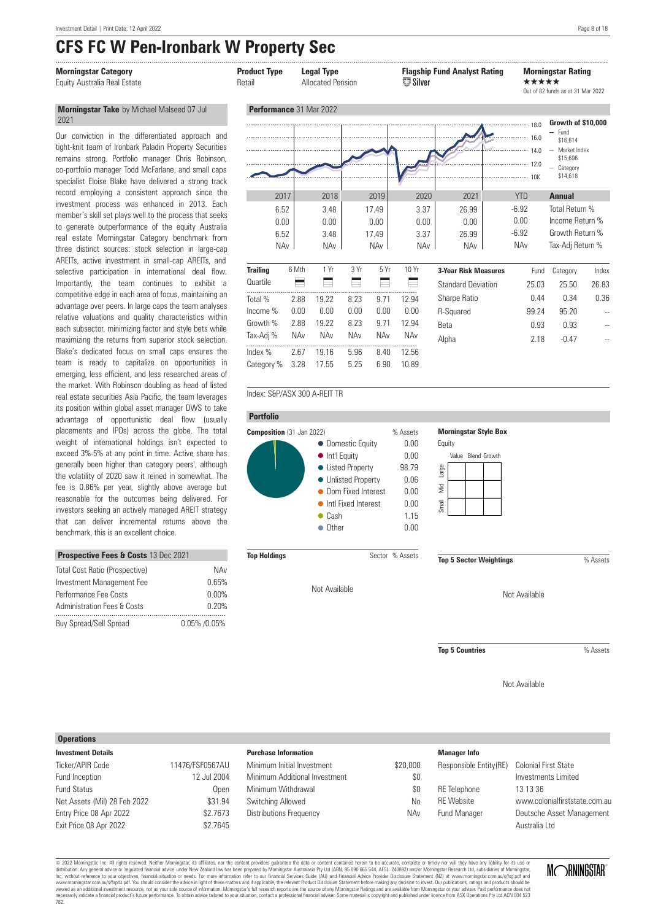# CFS FC W Pen-Ironbark W Property Sec

| Morningstar Category | Product Type | Legal Type | Flagship Fund Analyst Rating | Morningstar Rating |
|---|---|---|---|---|
| Equity Australia Real Estate | Retail | Allocated Pension | Silver | ★★★★★ Out of 82 funds as at 31 Mar 2022 |

### Morningstar Take by Michael Malseed 07 Jul 2021

Our conviction in the differentiated approach and tight-knit team of Ironbark Paladin Property Securities remains strong. Portfolio manager Chris Robinson, co-portfolio manager Todd McFarlane, and small caps specialist Eloise Blake have delivered a strong track record employing a consistent approach since the investment process was enhanced in 2013. Each member's skill set plays well to the process that seeks to generate outperformance of the equity Australia real estate Morningstar Category benchmark from three distinct sources: stock selection in large-cap AREITs, active investment in small-cap AREITs, and selective participation in international deal flow. Importantly, the team continues to exhibit a competitive edge in each area of focus, maintaining an advantage over peers. In large caps the team analyses relative valuations and quality characteristics within each subsector, minimizing factor and style bets while maximizing the returns from superior stock selection. Blake's dedicated focus on small caps ensures the team is ready to capitalize on opportunities in emerging, less efficient, and less researched areas of the market. With Robinson doubling as head of listed real estate securities Asia Pacific, the team leverages its position within global asset manager DWS to take advantage of opportunistic deal flow (usually placements and IPOs) across the globe. The total weight of international holdings isn't expected to exceed 3%-5% at any point in time. Active share has generally been higher than category peers', although the volatility of 2020 saw it reined in somewhat. The fee is 0.86% per year, slightly above average but reasonable for the outcomes being delivered. For investors seeking an actively managed AREIT strategy that can deliver incremental returns above the benchmark, this is an excellent choice.

### Prospective Fees & Costs 13 Dec 2021

| | |
|---|---|
| Total Cost Ratio (Prospective) | NAv |
| Investment Management Fee | 0.65% |
| Performance Fee Costs | 0.00% |
| Administration Fees & Costs | 0.20% |
| Buy Spread/Sell Spread | 0.05% /0.05% |

### Performance 31 Mar 2022

Growth of $10,000: Fund $16,614; Market Index $15,696; Category $14,618

| | 2017 | 2018 | 2019 | 2020 | 2021 | YTD |
|---|---|---|---|---|---|---|
| Total Return % | 6.52 | 3.48 | 17.49 | 3.37 | 26.99 | -6.92 |
| Income Return % | 0.00 | 0.00 | 0.00 | 0.00 | 0.00 | 0.00 |
| Growth Return % | 6.52 | 3.48 | 17.49 | 3.37 | 26.99 | -6.92 |
| Tax-Adj Return % | NAv | NAv | NAv | NAv | NAv | NAv |

| Trailing | 6 Mth | 1 Yr | 3 Yr | 5 Yr | 10 Yr |
|---|---|---|---|---|---|
| Total % | 2.88 | 19.22 | 8.23 | 9.71 | 12.94 |
| Income % | 0.00 | 0.00 | 0.00 | 0.00 | 0.00 |
| Growth % | 2.88 | 19.22 | 8.23 | 9.71 | 12.94 |
| Tax-Adj % | NAv | NAv | NAv | NAv | NAv |
| Index % | 2.67 | 19.16 | 5.96 | 8.40 | 12.56 |
| Category % | 3.28 | 17.55 | 5.25 | 6.90 | 10.89 |

| 3-Year Risk Measures | Fund | Category | Index |
|---|---|---|---|
| Standard Deviation | 25.03 | 25.50 | 26.83 |
| Sharpe Ratio | 0.44 | 0.34 | 0.36 |
| R-Squared | 99.24 | 95.20 | -- |
| Beta | 0.93 | 0.93 | -- |
| Alpha | 2.18 | -0.47 | -- |

Index: S&P/ASX 300 A-REIT TR

### Portfolio

**Composition** (31 Jan 2022)

| | % Assets |
|---|---|
| Domestic Equity | 0.00 |
| Int'l Equity | 0.00 |
| Listed Property | 98.79 |
| Unlisted Property | 0.06 |
| Dom Fixed Interest | 0.00 |
| Intl Fixed Interest | 0.00 |
| Cash | 1.15 |
| Other | 0.00 |

**Morningstar Style Box**: Equity

**Top Holdings** (Sector, % Assets): Not Available

**Top 5 Sector Weightings** (% Assets): Not Available

**Top 5 Countries** (% Assets): Not Available

### Operations

| Investment Details | |
|---|---|
| Ticker/APIR Code | 11476/FSF0567AU |
| Fund Inception | 12 Jul 2004 |
| Fund Status | Open |
| Net Assets (Mil) 28 Feb 2022 | $31.94 |
| Entry Price 08 Apr 2022 | $2.7673 |
| Exit Price 08 Apr 2022 | $2.7645 |

| Purchase Information | |
|---|---|
| Minimum Initial Investment | $20,000 |
| Minimum Additional Investment | $0 |
| Minimum Withdrawal | $0 |
| Switching Allowed | No |
| Distributions Frequency | NAv |

| Manager Info | |
|---|---|
| Responsible Entity(RE) | Colonial First State Investments Limited |
| RE Telephone | 13 13 36 |
| RE Website | www.colonialfirststate.com.au |
| Fund Manager | Deutsche Asset Management Australia Ltd |

© 2022 Morningstar, Inc. All rights reserved. Neither Morningstar, its affiliates, nor the content providers guarantee the data or content contained herein to be accurate, complete or timely nor will they have any liability for its use or distribution. Any general advice or 'regulated financial advice' under New Zealand law has been prepared by Morningstar Australasia Pty Ltd (ABN: 95 090 665 544, AFSL: 240892) and/or Morningstar Research Ltd, subsidiaries of Morningstar, Inc, without reference to your objectives, financial situation or needs. For more information refer to our Financial Services Guide (AU) and Financial Advice Provider Disclosure Statement (NZ) at www.morningstar.com.au/s/fsg.pdf and www.morningstar.com.au/s/fapds.pdf. You should consider the advice in light of these matters and if applicable, the relevant Product Disclosure Statement before making any decision to invest. Our publications, ratings and products should be viewed as an additional investment resource, not as your sole source of information. Morningstar's full research reports are the source of any Morningstar Ratings and are available from Morningstar or your adviser. Past performance does not necessarily indicate a financial product's future performance. To obtain advice tailored to your situation, contact a professional financial adviser. Some material is copyright and published under licence from ASX Operations Pty Ltd ACN 004 523 782.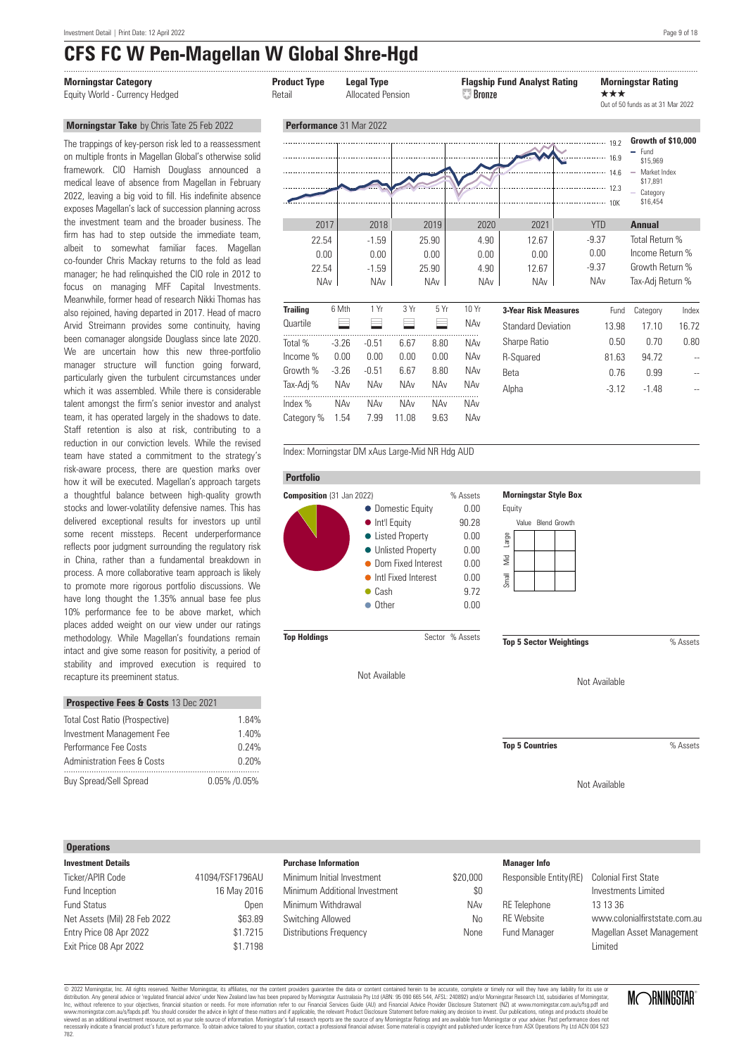# CFS FC W Pen-Magellan W Global Shre-Hgd

| Morningstar Category | Product Type | Legal Type | Flagship Fund Analyst Rating | Morningstar Rating |
|---|---|---|---|---|
| Equity World - Currency Hedged | Retail | Allocated Pension | Bronze | ★★★ Out of 50 funds as at 31 Mar 2022 |

## Morningstar Take by Chris Tate 25 Feb 2022

The trappings of key-person risk led to a reassessment on multiple fronts in Magellan Global's otherwise solid framework. CIO Hamish Douglass announced a medical leave of absence from Magellan in February 2022, leaving a big void to fill. His indefinite absence exposes Magellan's lack of succession planning across the investment team and the broader business. The firm has had to step outside the immediate team, albeit to somewhat familiar faces. Magellan co-founder Chris Mackay returns to the fold as lead manager; he had relinquished the CIO role in 2012 to focus on managing MFF Capital Investments. Meanwhile, former head of research Nikki Thomas has also rejoined, having departed in 2017. Head of macro Arvid Streimann provides some continuity, having been comanager alongside Douglass since late 2020. We are uncertain how this new three-portfolio manager structure will function going forward, particularly given the turbulent circumstances under which it was assembled. While there is considerable talent amongst the firm's senior investor and analyst team, it has operated largely in the shadows to date. Staff retention is also at risk, contributing to a reduction in our conviction levels. While the revised team have stated a commitment to the strategy's risk-aware process, there are question marks over how it will be executed. Magellan's approach targets a thoughtful balance between high-quality growth stocks and lower-volatility defensive names. This has delivered exceptional results for investors up until some recent missteps. Recent underperformance reflects poor judgment surrounding the regulatory risk in China, rather than a fundamental breakdown in process. A more collaborative team approach is likely to promote more rigorous portfolio discussions. We have long thought the 1.35% annual base fee plus 10% performance fee to be above market, which places added weight on our view under our ratings methodology. While Magellan's foundations remain intact and give some reason for positivity, a period of stability and improved execution is required to recapture its preeminent status.

## Prospective Fees & Costs 13 Dec 2021

| | |
|---|---|
| Total Cost Ratio (Prospective) | 1.84% |
| Investment Management Fee | 1.40% |
| Performance Fee Costs | 0.24% |
| Administration Fees & Costs | 0.20% |
| Buy Spread/Sell Spread | 0.05% /0.05% |

## Performance 31 Mar 2022

Growth of $10,000: Fund $15,969; Market Index $17,891; Category $16,454

| | 2017 | 2018 | 2019 | 2020 | 2021 | YTD | Annual |
|---|---|---|---|---|---|---|---|
| | 22.54 | -1.59 | 25.90 | 4.90 | 12.67 | -9.37 | Total Return % |
| | 0.00 | 0.00 | 0.00 | 0.00 | 0.00 | 0.00 | Income Return % |
| | 22.54 | -1.59 | 25.90 | 4.90 | 12.67 | -9.37 | Growth Return % |
| | NAv | NAv | NAv | NAv | NAv | NAv | Tax-Adj Return % |

| Trailing | 6 Mth | 1 Yr | 3 Yr | 5 Yr | 10 Yr |
|---|---|---|---|---|---|
| Quartile | | | | | NAv |
| Total % | -3.26 | -0.51 | 6.67 | 8.80 | NAv |
| Income % | 0.00 | 0.00 | 0.00 | 0.00 | NAv |
| Growth % | -3.26 | -0.51 | 6.67 | 8.80 | NAv |
| Tax-Adj % | NAv | NAv | NAv | NAv | NAv |
| Index % | NAv | NAv | NAv | NAv | NAv |
| Category % | 1.54 | 7.99 | 11.08 | 9.63 | NAv |

| 3-Year Risk Measures | Fund | Category | Index |
|---|---|---|---|
| Standard Deviation | 13.98 | 17.10 | 16.72 |
| Sharpe Ratio | 0.50 | 0.70 | 0.80 |
| R-Squared | 81.63 | 94.72 | -- |
| Beta | 0.76 | 0.99 | -- |
| Alpha | -3.12 | -1.48 | -- |

Index: Morningstar DM xAus Large-Mid NR Hdg AUD

## Portfolio

**Composition** (31 Jan 2022)

| | % Assets |
|---|---|
| Domestic Equity | 0.00 |
| Int'l Equity | 90.28 |
| Listed Property | 0.00 |
| Unlisted Property | 0.00 |
| Dom Fixed Interest | 0.00 |
| Intl Fixed Interest | 0.00 |
| Cash | 9.72 |
| Other | 0.00 |

**Morningstar Style Box**

Equity

**Top Holdings** — Sector — % Assets

Not Available

**Top 5 Sector Weightings** — % Assets

Not Available

**Top 5 Countries** — % Assets

Not Available

## Operations

**Investment Details**

| | |
|---|---|
| Ticker/APIR Code | 41094/FSF1796AU |
| Fund Inception | 16 May 2016 |
| Fund Status | Open |
| Net Assets (Mil) 28 Feb 2022 | $63.89 |
| Entry Price 08 Apr 2022 | $1.7215 |
| Exit Price 08 Apr 2022 | $1.7198 |

**Purchase Information**

| | |
|---|---|
| Minimum Initial Investment | $20,000 |
| Minimum Additional Investment | $0 |
| Minimum Withdrawal | NAv |
| Switching Allowed | No |
| Distributions Frequency | None |

**Manager Info**

| | |
|---|---|
| Responsible Entity(RE) | Colonial First State Investments Limited |
| RE Telephone | 13 13 36 |
| RE Website | www.colonialfirststate.com.au |
| Fund Manager | Magellan Asset Management Limited |

© 2022 Morningstar, Inc. All rights reserved. Neither Morningstar, its affiliates, nor the content providers guarantee the data or content contained herein to be accurate, complete or timely nor will they have any liability for its use or distribution. Any general advice or 'regulated financial advice' under New Zealand law has been prepared by Morningstar Australasia Pty Ltd (ABN: 95 090 665 544, AFSL: 240892) and/or Morningstar Research Ltd, subsidiaries of Morningstar, Inc, without reference to your objectives, financial situation or needs. For more information refer to our Financial Services Guide (AU) and Financial Advice Provider Disclosure Statement (NZ) at www.morningstar.com.au/s/fsg.pdf and www.morningstar.com.au/s/fapds.pdf. You should consider the advice in light of these matters and if applicable, the relevant Product Disclosure Statement before making any decision to invest. Our publications, ratings and products should be viewed as an additional investment resource, not as your sole source of information. Morningstar's full research reports are the source of any Morningstar Ratings and are available from Morningstar or your adviser. Past performance does not necessarily indicate a financial product's future performance. To obtain advice tailored to your situation, contact a professional financial adviser. Some material is copyright and published under licence from ASX Operations Pty Ltd ACN 004 523 782.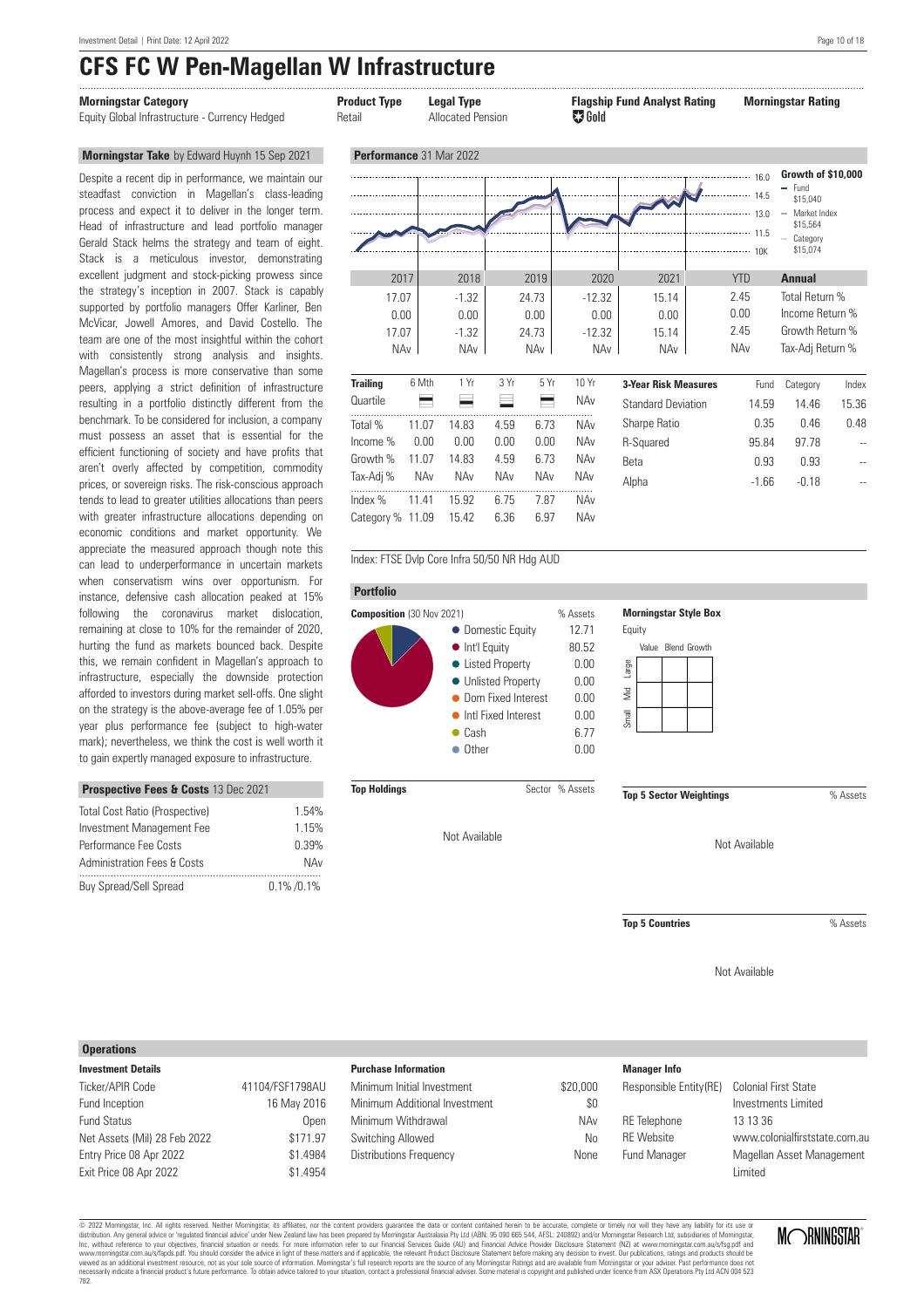# CFS FC W Pen-Magellan W Infrastructure

| Morningstar Category | Product Type | Legal Type | Flagship Fund Analyst Rating | Morningstar Rating |
|---|---|---|---|---|
| Equity Global Infrastructure - Currency Hedged | Retail | Allocated Pension | Gold | |

## Morningstar Take by Edward Huynh 15 Sep 2021

Despite a recent dip in performance, we maintain our steadfast conviction in Magellan's class-leading process and expect it to deliver in the longer term. Head of infrastructure and lead portfolio manager Gerald Stack helms the strategy and team of eight. Stack is a meticulous investor, demonstrating excellent judgment and stock-picking prowess since the strategy's inception in 2007. Stack is capably supported by portfolio managers Offer Karliner, Ben McVicar, Jowell Amores, and David Costello. The team are one of the most insightful within the cohort with consistently strong analysis and insights. Magellan's process is more conservative than some peers, applying a strict definition of infrastructure resulting in a portfolio distinctly different from the benchmark. To be considered for inclusion, a company must possess an asset that is essential for the efficient functioning of society and have profits that aren't overly affected by competition, commodity prices, or sovereign risks. The risk-conscious approach tends to lead to greater utilities allocations than peers with greater infrastructure allocations depending on economic conditions and market opportunity. We appreciate the measured approach though note this can lead to underperformance in uncertain markets when conservatism wins over opportunism. For instance, defensive cash allocation peaked at 15% following the coronavirus market dislocation, remaining at close to 10% for the remainder of 2020, hurting the fund as markets bounced back. Despite this, we remain confident in Magellan's approach to infrastructure, especially the downside protection afforded to investors during market sell-offs. One slight on the strategy is the above-average fee of 1.05% per year plus performance fee (subject to high-water mark); nevertheless, we think the cost is well worth it to gain expertly managed exposure to infrastructure.

## Prospective Fees & Costs 13 Dec 2021

| | |
|---|---|
| Total Cost Ratio (Prospective) | 1.54% |
| Investment Management Fee | 1.15% |
| Performance Fee Costs | 0.39% |
| Administration Fees & Costs | NAv |
| Buy Spread/Sell Spread | 0.1% /0.1% |

## Performance 31 Mar 2022

Growth of $10,000: Fund $15,040; Market Index $15,564; Category $15,074

| | 2017 | 2018 | 2019 | 2020 | 2021 | YTD | Annual |
|---|---|---|---|---|---|---|---|
| | 17.07 | -1.32 | 24.73 | -12.32 | 15.14 | 2.45 | Total Return % |
| | 0.00 | 0.00 | 0.00 | 0.00 | 0.00 | 0.00 | Income Return % |
| | 17.07 | -1.32 | 24.73 | -12.32 | 15.14 | 2.45 | Growth Return % |
| | NAv | NAv | NAv | NAv | NAv | NAv | Tax-Adj Return % |

| Trailing | 6 Mth | 1 Yr | 3 Yr | 5 Yr | 10 Yr |
|---|---|---|---|---|---|
| Quartile | | | | | NAv |
| Total % | 11.07 | 14.83 | 4.59 | 6.73 | NAv |
| Income % | 0.00 | 0.00 | 0.00 | 0.00 | NAv |
| Growth % | 11.07 | 14.83 | 4.59 | 6.73 | NAv |
| Tax-Adj % | NAv | NAv | NAv | NAv | NAv |
| Index % | 11.41 | 15.92 | 6.75 | 7.87 | NAv |
| Category % | 11.09 | 15.42 | 6.36 | 6.97 | NAv |

| 3-Year Risk Measures | Fund | Category | Index |
|---|---|---|---|
| Standard Deviation | 14.59 | 14.46 | 15.36 |
| Sharpe Ratio | 0.35 | 0.46 | 0.48 |
| R-Squared | 95.84 | 97.78 | -- |
| Beta | 0.93 | 0.93 | -- |
| Alpha | -1.66 | -0.18 | -- |

Index: FTSE Dvlp Core Infra 50/50 NR Hdg AUD

## Portfolio

**Composition** (30 Nov 2021)

| | % Assets |
|---|---|
| Domestic Equity | 12.71 |
| Int'l Equity | 80.52 |
| Listed Property | 0.00 |
| Unlisted Property | 0.00 |
| Dom Fixed Interest | 0.00 |
| Intl Fixed Interest | 0.00 |
| Cash | 6.77 |
| Other | 0.00 |

**Morningstar Style Box**

Equity

**Top Holdings** — Sector — % Assets

Not Available

**Top 5 Sector Weightings** — % Assets

Not Available

**Top 5 Countries** — % Assets

Not Available

## Operations

**Investment Details**

| | |
|---|---|
| Ticker/APIR Code | 41104/FSF1798AU |
| Fund Inception | 16 May 2016 |
| Fund Status | Open |
| Net Assets (Mil) 28 Feb 2022 | $171.97 |
| Entry Price 08 Apr 2022 | $1.4984 |
| Exit Price 08 Apr 2022 | $1.4954 |

**Purchase Information**

| | |
|---|---|
| Minimum Initial Investment | $20,000 |
| Minimum Additional Investment | $0 |
| Minimum Withdrawal | NAv |
| Switching Allowed | No |
| Distributions Frequency | None |

**Manager Info**

| | |
|---|---|
| Responsible Entity(RE) | Colonial First State Investments Limited |
| RE Telephone | 13 13 36 |
| RE Website | www.colonialfirststate.com.au |
| Fund Manager | Magellan Asset Management Limited |

© 2022 Morningstar, Inc. All rights reserved. Neither Morningstar, its affiliates, nor the content providers guarantee the data or content contained herein to be accurate, complete or timely nor will they have any liability for its use or distribution. Any general advice or 'regulated financial advice' under New Zealand law has been prepared by Morningstar Australasia Pty Ltd (ABN: 95 090 665 544, AFSL: 240892) and/or Morningstar Research Ltd, subsidiaries of Morningstar, Inc, without reference to your objectives, financial situation or needs. For more information refer to our Financial Services Guide (AU) and Financial Advice Provider Disclosure Statement (NZ) at www.morningstar.com.au/s/fsg.pdf and www.morningstar.com.au/s/fapds.pdf. You should consider the advice in light of these matters and if applicable, the relevant Product Disclosure Statement before making any decision to invest. Our publications, ratings and products should be viewed as an additional investment resource, not as your sole source of information. Morningstar's full research reports are the source of any Morningstar Ratings and are available from Morningstar or your adviser. Past performance does not necessarily indicate a financial product's future performance. To obtain advice tailored to your situation, contact a professional financial adviser. Some material is copyright and published under licence from ASX Operations Pty Ltd ACN 004 523 782.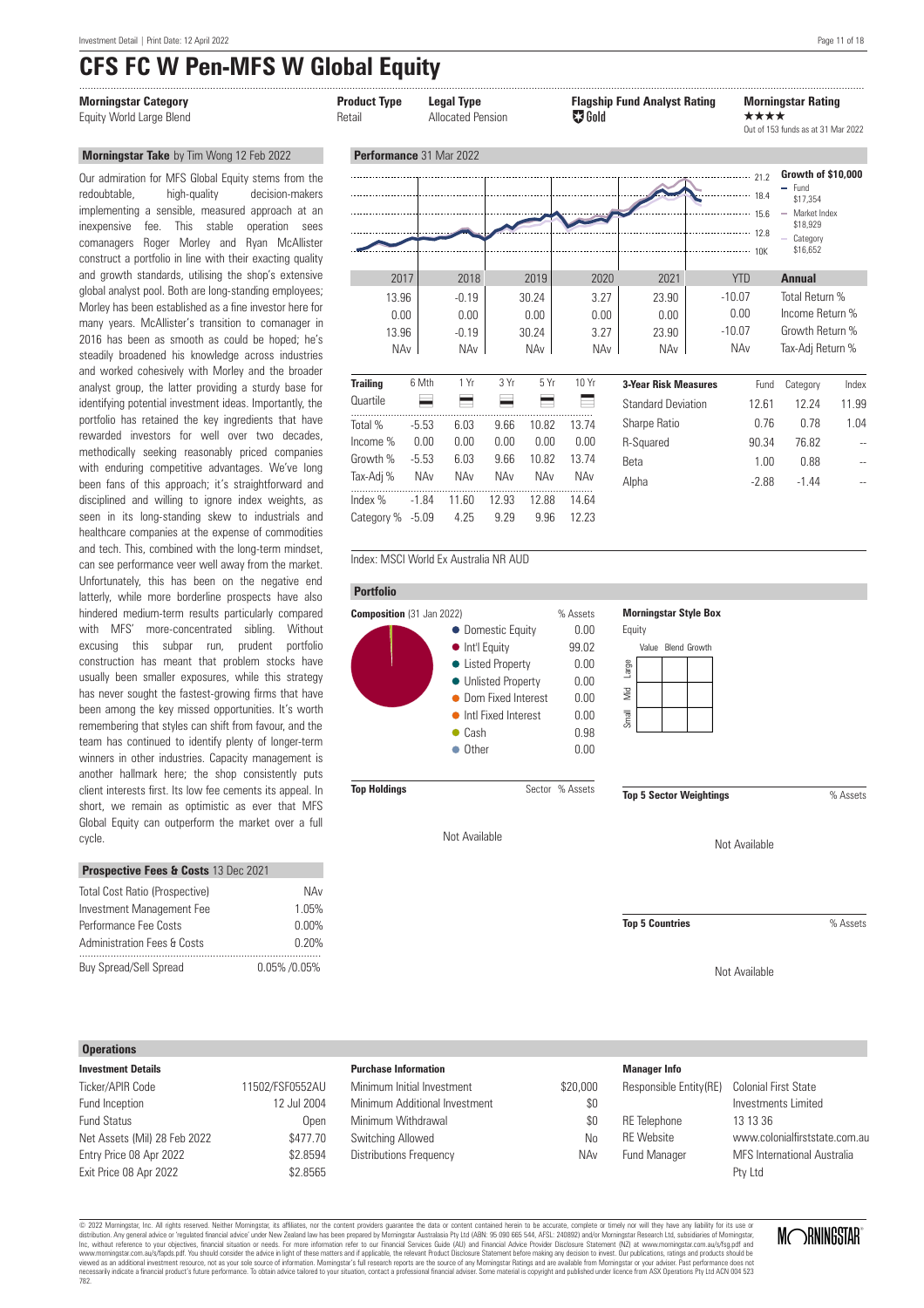# CFS FC W Pen-MFS W Global Equity

| Morningstar Category | Product Type | Legal Type | Flagship Fund Analyst Rating | Morningstar Rating |
|---|---|---|---|---|
| Equity World Large Blend | Retail | Allocated Pension | Gold | ★★★★ Out of 153 funds as at 31 Mar 2022 |

### Morningstar Take by Tim Wong 12 Feb 2022

Our admiration for MFS Global Equity stems from the redoubtable, high-quality decision-makers implementing a sensible, measured approach at an inexpensive fee. This stable operation sees comanagers Roger Morley and Ryan McAllister construct a portfolio in line with their exacting quality and growth standards, utilising the shop's extensive global analyst pool. Both are long-standing employees; Morley has been established as a fine investor here for many years. McAllister's transition to comanager in 2016 has been as smooth as could be hoped; he's steadily broadened his knowledge across industries and worked cohesively with Morley and the broader analyst group, the latter providing a sturdy base for identifying potential investment ideas. Importantly, the portfolio has retained the key ingredients that have rewarded investors for well over two decades, methodically seeking reasonably priced companies with enduring competitive advantages. We've long been fans of this approach; it's straightforward and disciplined and willing to ignore index weights, as seen in its long-standing skew to industrials and healthcare companies at the expense of commodities and tech. This, combined with the long-term mindset, can see performance veer well away from the market. Unfortunately, this has been on the negative end latterly, while more borderline prospects have also hindered medium-term results particularly compared with MFS' more-concentrated sibling. Without excusing this subpar run, prudent portfolio construction has meant that problem stocks have usually been smaller exposures, while this strategy has never sought the fastest-growing firms that have been among the key missed opportunities. It's worth remembering that styles can shift from favour, and the team has continued to identify plenty of longer-term winners in other industries. Capacity management is another hallmark here; the shop consistently puts client interests first. Its low fee cements its appeal. In short, we remain as optimistic as ever that MFS Global Equity can outperform the market over a full cycle.

### Prospective Fees & Costs 13 Dec 2021

| | |
|---|---|
| Total Cost Ratio (Prospective) | NAv |
| Investment Management Fee | 1.05% |
| Performance Fee Costs | 0.00% |
| Administration Fees & Costs | 0.20% |
| Buy Spread/Sell Spread | 0.05% /0.05% |

### Performance 31 Mar 2022

Growth of $10,000: Fund $17,354; Market Index $18,929; Category $16,652

| | 2017 | 2018 | 2019 | 2020 | 2021 | YTD | Annual |
|---|---|---|---|---|---|---|---|
| | 13.96 | -0.19 | 30.24 | 3.27 | 23.90 | -10.07 | Total Return % |
| | 0.00 | 0.00 | 0.00 | 0.00 | 0.00 | 0.00 | Income Return % |
| | 13.96 | -0.19 | 30.24 | 3.27 | 23.90 | -10.07 | Growth Return % |
| | NAv | NAv | NAv | NAv | NAv | NAv | Tax-Adj Return % |

| Trailing | 6 Mth | 1 Yr | 3 Yr | 5 Yr | 10 Yr |
|---|---|---|---|---|---|
| Quartile | | | | | |
| Total % | -5.53 | 6.03 | 9.66 | 10.82 | 13.74 |
| Income % | 0.00 | 0.00 | 0.00 | 0.00 | 0.00 |
| Growth % | -5.53 | 6.03 | 9.66 | 10.82 | 13.74 |
| Tax-Adj % | NAv | NAv | NAv | NAv | NAv |
| Index % | -1.84 | 11.60 | 12.93 | 12.88 | 14.64 |
| Category % | -5.09 | 4.25 | 9.29 | 9.96 | 12.23 |

| 3-Year Risk Measures | Fund | Category | Index |
|---|---|---|---|
| Standard Deviation | 12.61 | 12.24 | 11.99 |
| Sharpe Ratio | 0.76 | 0.78 | 1.04 |
| R-Squared | 90.34 | 76.82 | -- |
| Beta | 1.00 | 0.88 | -- |
| Alpha | -2.88 | -1.44 | -- |

Index: MSCI World Ex Australia NR AUD

### Portfolio

**Composition** (31 Jan 2022)

| | % Assets |
|---|---|
| Domestic Equity | 0.00 |
| Int'l Equity | 99.02 |
| Listed Property | 0.00 |
| Unlisted Property | 0.00 |
| Dom Fixed Interest | 0.00 |
| Intl Fixed Interest | 0.00 |
| Cash | 0.98 |
| Other | 0.00 |

**Morningstar Style Box**

Equity

**Top Holdings** — Sector — % Assets

Not Available

**Top 5 Sector Weightings** — % Assets

Not Available

**Top 5 Countries** — % Assets

Not Available

### Operations

| Investment Details | |
|---|---|
| Ticker/APIR Code | 11502/FSF0552AU |
| Fund Inception | 12 Jul 2004 |
| Fund Status | Open |
| Net Assets (Mil) 28 Feb 2022 | $477.70 |
| Entry Price 08 Apr 2022 | $2.8594 |
| Exit Price 08 Apr 2022 | $2.8565 |

| Purchase Information | |
|---|---|
| Minimum Initial Investment | $20,000 |
| Minimum Additional Investment | $0 |
| Minimum Withdrawal | $0 |
| Switching Allowed | No |
| Distributions Frequency | NAv |

| Manager Info | |
|---|---|
| Responsible Entity(RE) | Colonial First State Investments Limited |
| RE Telephone | 13 13 36 |
| RE Website | www.colonialfirststate.com.au |
| Fund Manager | MFS International Australia Pty Ltd |

© 2022 Morningstar, Inc. All rights reserved. Neither Morningstar, its affiliates, nor the content providers guarantee the data or content contained herein to be accurate, complete or timely nor will they have any liability for its use or distribution. Any general advice or 'regulated financial advice' under New Zealand law has been prepared by Morningstar Australasia Pty Ltd (ABN: 95 090 665 544, AFSL: 240892) and/or Morningstar Research Ltd, subsidiaries of Morningstar, Inc, without reference to your objectives, financial situation or needs. For more information refer to our Financial Services Guide (AU) and Financial Advice Provider Disclosure Statement (NZ) at www.morningstar.com.au/s/fsg.pdf and www.morningstar.com.au/s/fapds.pdf. You should consider the advice in light of these matters and if applicable, the relevant Product Disclosure Statement before making any decision to invest. Our publications, ratings and products should be viewed as an additional investment resource, not as your sole source of information. Morningstar's full research reports are the source of any Morningstar Ratings and are available from Morningstar or your adviser. Past performance does not necessarily indicate a financial product's future performance. To obtain advice tailored to your situation, contact a professional financial adviser. Some material is copyright and published under licence from ASX Operations Pty Ltd ACN 004 523 782.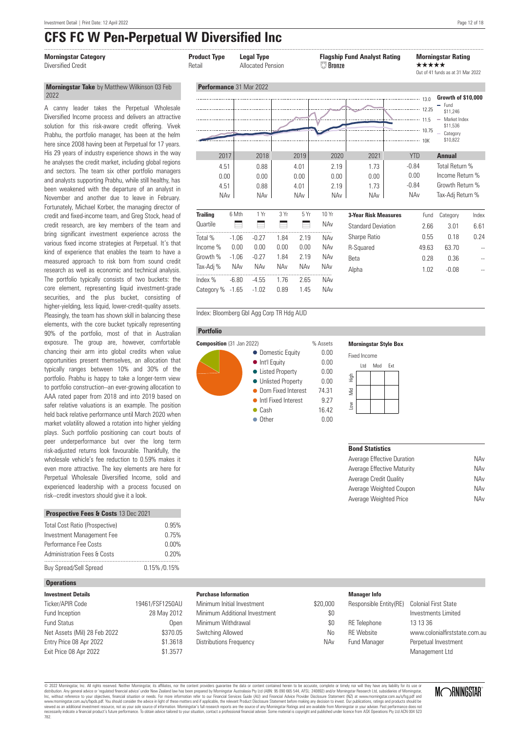# CFS FC W Pen-Perpetual W Diversified Inc

| Morningstar Category | Product Type | Legal Type | Flagship Fund Analyst Rating | Morningstar Rating |
|---|---|---|---|---|
| Diversified Credit | Retail | Allocated Pension | Bronze | ★★★★★ Out of 41 funds as at 31 Mar 2022 |

**Morningstar Take** by Matthew Wilkinson 03 Feb 2022

A canny leader takes the Perpetual Wholesale Diversified Income process and delivers an attractive solution for this risk-aware credit offering. Vivek Prabhu, the portfolio manager, has been at the helm here since 2008 having been at Perpetual for 17 years. His 29 years of industry experience shows in the way he analyses the credit market, including global regions and sectors. The team six other portfolio managers and analysts supporting Prabhu, while still healthy, has been weakened with the departure of an analyst in November and another due to leave in February. Fortunately, Michael Korber, the managing director of credit and fixed-income team, and Greg Stock, head of credit research, are key members of the team and bring significant investment experience across the various fixed income strategies at Perpetual. It's that kind of experience that enables the team to have a measured approach to risk born from sound credit research as well as economic and technical analysis. The portfolio typically consists of two buckets: the core element, representing liquid investment-grade securities, and the plus bucket, consisting of higher-yielding, less liquid, lower-credit-quality assets. Pleasingly, the team has shown skill in balancing these elements, with the core bucket typically representing 90% of the portfolio, most of that in Australian exposure. The group are, however, comfortable chancing their arm into global credits when value opportunities present themselves, an allocation that typically ranges between 10% and 30% of the portfolio. Prabhu is happy to take a longer-term view to portfolio construction--an ever-growing allocation to AAA rated paper from 2018 and into 2019 based on safer relative valuations is an example. The position held back relative performance until March 2020 when market volatility allowed a rotation into higher yielding plays. Such portfolio positioning can court bouts of peer underperformance but over the long term risk-adjusted returns look favourable. Thankfully, the wholesale vehicle's fee reduction to 0.59% makes it even more attractive. The key elements are here for Perpetual Wholesale Diversified Income, solid and experienced leadership with a process focused on risk--credit investors should give it a look.

## Performance 31 Mar 2022

Growth of $10,000
- Fund $11,246
- Market Index $11,536
- Category $10,822

| 2017 | 2018 | 2019 | 2020 | 2021 | YTD | Annual |
|---|---|---|---|---|---|---|
| 4.51 | 0.88 | 4.01 | 2.19 | 1.73 | -0.84 | Total Return % |
| 0.00 | 0.00 | 0.00 | 0.00 | 0.00 | 0.00 | Income Return % |
| 4.51 | 0.88 | 4.01 | 2.19 | 1.73 | -0.84 | Growth Return % |
| NAv | NAv | NAv | NAv | NAv | NAv | Tax-Adj Return % |

| Trailing | 6 Mth | 1 Yr | 3 Yr | 5 Yr | 10 Yr |
|---|---|---|---|---|---|
| Quartile | | | | | NAv |
| Total % | -1.06 | -0.27 | 1.84 | 2.19 | NAv |
| Income % | 0.00 | 0.00 | 0.00 | 0.00 | NAv |
| Growth % | -1.06 | -0.27 | 1.84 | 2.19 | NAv |
| Tax-Adj % | NAv | NAv | NAv | NAv | NAv |
| Index % | -6.80 | -4.55 | 1.76 | 2.65 | NAv |
| Category % | -1.65 | -1.02 | 0.89 | 1.45 | NAv |

| 3-Year Risk Measures | Fund | Category | Index |
|---|---|---|---|
| Standard Deviation | 2.66 | 3.01 | 6.61 |
| Sharpe Ratio | 0.55 | 0.18 | 0.24 |
| R-Squared | 49.63 | 63.70 | -- |
| Beta | 0.28 | 0.36 | -- |
| Alpha | 1.02 | -0.08 | -- |

Index: Bloomberg Gbl Agg Corp TR Hdg AUD

## Portfolio

**Composition** (31 Jan 2022)

| | % Assets |
|---|---|
| Domestic Equity | 0.00 |
| Int'l Equity | 0.00 |
| Listed Property | 0.00 |
| Unlisted Property | 0.00 |
| Dom Fixed Interest | 74.31 |
| Intl Fixed Interest | 9.27 |
| Cash | 16.42 |
| Other | 0.00 |

**Morningstar Style Box**

Fixed Income

| Bond Statistics | |
|---|---|
| Average Effective Duration | NAv |
| Average Effective Maturity | NAv |
| Average Credit Quality | NAv |
| Average Weighted Coupon | NAv |
| Average Weighted Price | NAv |

**Prospective Fees & Costs** 13 Dec 2021

| | |
|---|---|
| Total Cost Ratio (Prospective) | 0.95% |
| Investment Management Fee | 0.75% |
| Performance Fee Costs | 0.00% |
| Administration Fees & Costs | 0.20% |
| Buy Spread/Sell Spread | 0.15% /0.15% |

## Operations

**Investment Details**

| | |
|---|---|
| Ticker/APIR Code | 19461/FSF1250AU |
| Fund Inception | 28 May 2012 |
| Fund Status | Open |
| Net Assets (Mil) 28 Feb 2022 | $370.05 |
| Entry Price 08 Apr 2022 | $1.3618 |
| Exit Price 08 Apr 2022 | $1.3577 |

**Purchase Information**

| | |
|---|---|
| Minimum Initial Investment | $20,000 |
| Minimum Additional Investment | $0 |
| Minimum Withdrawal | $0 |
| Switching Allowed | No |
| Distributions Frequency | NAv |

**Manager Info**

| | |
|---|---|
| Responsible Entity(RE) | Colonial First State Investments Limited |
| RE Telephone | 13 13 36 |
| RE Website | www.colonialfirststate.com.au |
| Fund Manager | Perpetual Investment Management Ltd |

© 2022 Morningstar, Inc. All rights reserved. Neither Morningstar, its affiliates, nor the content providers guarantee the data or content contained herein to be accurate, complete or timely nor will they have any liability for its use or distribution. Any general advice or 'regulated financial advice' under New Zealand law has been prepared by Morningstar Australasia Pty Ltd (ABN: 95 090 665 544, AFSL: 240892) and/or Morningstar Research Ltd, subsidiaries of Morningstar, Inc, without reference to your objectives, financial situation or needs. For more information refer to our Financial Services Guide (AU) and Financial Advice Provider Disclosure Statement (NZ) at www.morningstar.com.au/s/fsg.pdf and www.morningstar.com.au/s/fapds.pdf. You should consider the advice in light of these matters and if applicable, the relevant Product Disclosure Statement before making any decision to invest. Our publications, ratings and products should be viewed as an additional investment resource, not as your sole source of information. Morningstar's full research reports are the source of any Morningstar Ratings and are available from Morningstar or your adviser. Past performance does not necessarily indicate a financial product's future performance. To obtain advice tailored to your situation, contact a professional financial adviser. Some material is copyright and published under licence from ASX Operations Pty Ltd ACN 004 523 782.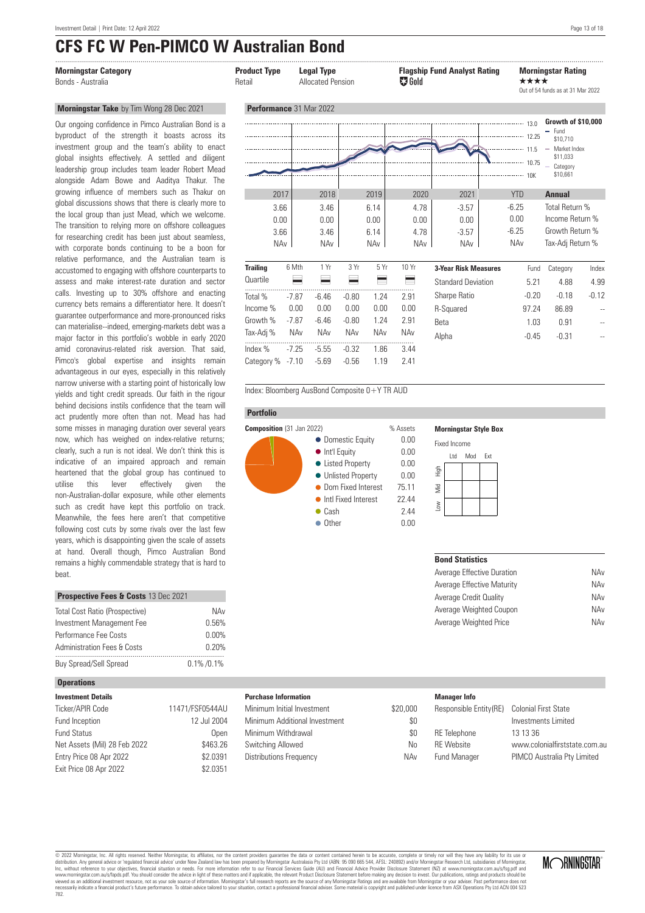# CFS FC W Pen-PIMCO W Australian Bond

| Morningstar Category | Product Type | Legal Type | Flagship Fund Analyst Rating | Morningstar Rating |
|---|---|---|---|---|
| Bonds - Australia | Retail | Allocated Pension | Gold | ★★★★ Out of 54 funds as at 31 Mar 2022 |

## Morningstar Take by Tim Wong 28 Dec 2021

Our ongoing confidence in Pimco Australian Bond is a byproduct of the strength it boasts across its investment group and the team's ability to enact global insights effectively. A settled and diligent leadership group includes team leader Robert Mead alongside Adam Bowe and Aaditya Thakur. The growing influence of members such as Thakur on global discussions shows that there is clearly more to the local group than just Mead, which we welcome. The transition to relying more on offshore colleagues for researching credit has been just about seamless, with corporate bonds continuing to be a boon for relative performance, and the Australian team is accustomed to engaging with offshore counterparts to assess and make interest-rate duration and sector calls. Investing up to 30% offshore and enacting currency bets remains a differentiator here. It doesn't guarantee outperformance and more-pronounced risks can materialise--indeed, emerging-markets debt was a major factor in this portfolio's wobble in early 2020 amid coronavirus-related risk aversion. That said, Pimco's global expertise and insights remain advantageous in our eyes, especially in this relatively narrow universe with a starting point of historically low yields and tight credit spreads. Our faith in the rigour behind decisions instils confidence that the team will act prudently more often than not. Mead has had some misses in managing duration over several years now, which has weighed on index-relative returns; clearly, such a run is not ideal. We don't think this is indicative of an impaired approach and remain heartened that the global group has continued to utilise this lever effectively given the non-Australian-dollar exposure, while other elements such as credit have kept this portfolio on track. Meanwhile, the fees here aren't that competitive following cost cuts by some rivals over the last few years, which is disappointing given the scale of assets at hand. Overall though, Pimco Australian Bond remains a highly commendable strategy that is hard to beat.

## Prospective Fees & Costs 13 Dec 2021

| | |
|---|---|
| Total Cost Ratio (Prospective) | NAv |
| Investment Management Fee | 0.56% |
| Performance Fee Costs | 0.00% |
| Administration Fees & Costs | 0.20% |
| Buy Spread/Sell Spread | 0.1%/0.1% |

## Performance 31 Mar 2022

Growth of $10,000: Fund $10,710; Market Index $11,033; Category $10,661

| 2017 | 2018 | 2019 | 2020 | 2021 | YTD | Annual |
|---|---|---|---|---|---|---|
| 3.66 | 3.46 | 6.14 | 4.78 | -3.57 | -6.25 | Total Return % |
| 0.00 | 0.00 | 0.00 | 0.00 | 0.00 | 0.00 | Income Return % |
| 3.66 | 3.46 | 6.14 | 4.78 | -3.57 | -6.25 | Growth Return % |
| NAv | NAv | NAv | NAv | NAv | NAv | Tax-Adj Return % |

| Trailing | 6 Mth | 1 Yr | 3 Yr | 5 Yr | 10 Yr |
|---|---|---|---|---|---|
| Quartile | | | | | |
| Total % | -7.87 | -6.46 | -0.80 | 1.24 | 2.91 |
| Income % | 0.00 | 0.00 | 0.00 | 0.00 | 0.00 |
| Growth % | -7.87 | -6.46 | -0.80 | 1.24 | 2.91 |
| Tax-Adj % | NAv | NAv | NAv | NAv | NAv |
| Index % | -7.25 | -5.55 | -0.32 | 1.86 | 3.44 |
| Category % | -7.10 | -5.69 | -0.56 | 1.19 | 2.41 |

| 3-Year Risk Measures | Fund | Category | Index |
|---|---|---|---|
| Standard Deviation | 5.21 | 4.88 | 4.99 |
| Sharpe Ratio | -0.20 | -0.18 | -0.12 |
| R-Squared | 97.24 | 86.89 | -- |
| Beta | 1.03 | 0.91 | -- |
| Alpha | -0.45 | -0.31 | -- |

Index: Bloomberg AusBond Composite 0+Y TR AUD

## Portfolio

**Composition** (31 Jan 2022)

| | % Assets |
|---|---|
| Domestic Equity | 0.00 |
| Int'l Equity | 0.00 |
| Listed Property | 0.00 |
| Unlisted Property | 0.00 |
| Dom Fixed Interest | 75.11 |
| Intl Fixed Interest | 22.44 |
| Cash | 2.44 |
| Other | 0.00 |

**Morningstar Style Box**

Fixed Income

| Bond Statistics | |
|---|---|
| Average Effective Duration | NAv |
| Average Effective Maturity | NAv |
| Average Credit Quality | NAv |
| Average Weighted Coupon | NAv |
| Average Weighted Price | NAv |

## Operations

**Investment Details**

| | |
|---|---|
| Ticker/APIR Code | 11471/FSF0544AU |
| Fund Inception | 12 Jul 2004 |
| Fund Status | Open |
| Net Assets (Mil) 28 Feb 2022 | $463.26 |
| Entry Price 08 Apr 2022 | $2.0391 |
| Exit Price 08 Apr 2022 | $2.0351 |

**Purchase Information**

| | |
|---|---|
| Minimum Initial Investment | $20,000 |
| Minimum Additional Investment | $0 |
| Minimum Withdrawal | $0 |
| Switching Allowed | No |
| Distributions Frequency | NAv |

**Manager Info**

| | |
|---|---|
| Responsible Entity(RE) | Colonial First State Investments Limited |
| RE Telephone | 13 13 36 |
| RE Website | www.colonialfirststate.com.au |
| Fund Manager | PIMCO Australia Pty Limited |

© 2022 Morningstar, Inc. All rights reserved. Neither Morningstar, its affiliates, nor the content providers guarantee the data or content contained herein to be accurate, complete or timely nor will they have any liability for its use or distribution. Any general advice or 'regulated financial advice' under New Zealand law has been prepared by Morningstar Australasia Pty Ltd (ABN: 95 090 665 544, AFSL: 240892) and/or Morningstar Research Ltd, subsidiaries of Morningstar, Inc, without reference to your objectives, financial situation or needs. For more information refer to our Financial Services Guide (AU) and Financial Advice Provider Disclosure Statement (NZ) at www.morningstar.com.au/s/fsg.pdf and www.morningstar.com.au/s/fapds.pdf. You should consider the advice in light of these matters and if applicable, the relevant Product Disclosure Statement before making any decision to invest. Our publications, ratings and products should be viewed as an additional investment resource, not as your sole source of information. Morningstar's full research reports are the source of any Morningstar Ratings and are available from Morningstar or your adviser. Past performance does not necessarily indicate a financial product's future performance. To obtain advice tailored to your situation, contact a professional financial adviser. Some material is copyright and published under licence from ASX Operations Pty Ltd ACN 004 523 782.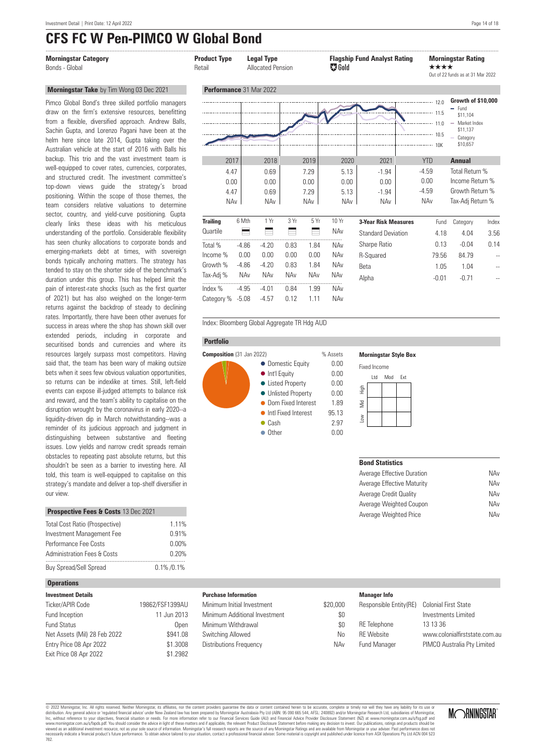# CFS FC W Pen-PIMCO W Global Bond

| Morningstar Category | Product Type | Legal Type | Flagship Fund Analyst Rating | Morningstar Rating |
|---|---|---|---|---|
| Bonds - Global | Retail | Allocated Pension | Gold | ★★★★ Out of 22 funds as at 31 Mar 2022 |

### Morningstar Take by Tim Wong 03 Dec 2021

Pimco Global Bond's three skilled portfolio managers draw on the firm's extensive resources, benefitting from a flexible, diversified approach. Andrew Balls, Sachin Gupta, and Lorenzo Pagani have been at the helm here since late 2014, Gupta taking over the Australian vehicle at the start of 2016 with Balls his backup. This trio and the vast investment team is well-equipped to cover rates, currencies, corporates, and structured credit. The investment committee's top-down views guide the strategy's broad positioning. Within the scope of those themes, the team considers relative valuations to determine sector, country, and yield-curve positioning. Gupta clearly links these ideas with his meticulous understanding of the portfolio. Considerable flexibility has seen chunky allocations to corporate bonds and emerging-markets debt at times, with sovereign bonds typically anchoring matters. The strategy has tended to stay on the shorter side of the benchmark's duration under this group. This has helped limit the pain of interest-rate shocks (such as the first quarter of 2021) but has also weighed on the longer-term returns against the backdrop of steady to declining rates. Importantly, there have been other avenues for success in areas where the shop has shown skill over extended periods, including in corporate and securitised bonds and currencies and where its resources largely surpass most competitors. Having said that, the team has been wary of making outsize bets when it sees few obvious valuation opportunities, so returns can be indexlike at times. Still, left-field events can expose ill-judged attempts to balance risk and reward, and the team's ability to capitalise on the disruption wrought by the coronavirus in early 2020--a liquidity-driven dip in March notwithstanding--was a reminder of its judicious approach and judgment in distinguishing between substantive and fleeting issues. Low yields and narrow credit spreads remain obstacles to repeating past absolute returns, but this shouldn't be seen as a barrier to investing here. All told, this team is well-equipped to capitalise on this strategy's mandate and deliver a top-shelf diversifier in our view.

### Prospective Fees & Costs 13 Dec 2021

| | |
|---|---|
| Total Cost Ratio (Prospective) | 1.11% |
| Investment Management Fee | 0.91% |
| Performance Fee Costs | 0.00% |
| Administration Fees & Costs | 0.20% |
| Buy Spread/Sell Spread | 0.1% /0.1% |

### Performance 31 Mar 2022

Growth of $10,000: Fund $11,104; Market Index $11,137; Category $10,657

| 2017 | 2018 | 2019 | 2020 | 2021 | YTD | Annual |
|---|---|---|---|---|---|---|
| 4.47 | 0.69 | 7.29 | 5.13 | -1.94 | -4.59 | Total Return % |
| 0.00 | 0.00 | 0.00 | 0.00 | 0.00 | 0.00 | Income Return % |
| 4.47 | 0.69 | 7.29 | 5.13 | -1.94 | -4.59 | Growth Return % |
| NAv | NAv | NAv | NAv | NAv | NAv | Tax-Adj Return % |

| Trailing | 6 Mth | 1 Yr | 3 Yr | 5 Yr | 10 Yr |
|---|---|---|---|---|---|
| Quartile | | | | | NAv |
| Total % | -4.86 | -4.20 | 0.83 | 1.84 | NAv |
| Income % | 0.00 | 0.00 | 0.00 | 0.00 | NAv |
| Growth % | -4.86 | -4.20 | 0.83 | 1.84 | NAv |
| Tax-Adj % | NAv | NAv | NAv | NAv | NAv |
| Index % | -4.95 | -4.01 | 0.84 | 1.99 | NAv |
| Category % | -5.08 | -4.57 | 0.12 | 1.11 | NAv |

| 3-Year Risk Measures | Fund | Category | Index |
|---|---|---|---|
| Standard Deviation | 4.18 | 4.04 | 3.56 |
| Sharpe Ratio | 0.13 | -0.04 | 0.14 |
| R-Squared | 79.56 | 84.79 | -- |
| Beta | 1.05 | 1.04 | -- |
| Alpha | -0.01 | -0.71 | -- |

Index: Bloomberg Global Aggregate TR Hdg AUD

### Portfolio

| Composition (31 Jan 2022) | % Assets |
|---|---|
| Domestic Equity | 0.00 |
| Int'l Equity | 0.00 |
| Listed Property | 0.00 |
| Unlisted Property | 0.00 |
| Dom Fixed Interest | 1.89 |
| Intl Fixed Interest | 95.13 |
| Cash | 2.97 |
| Other | 0.00 |

**Morningstar Style Box**

Fixed Income

| Bond Statistics | |
|---|---|
| Average Effective Duration | NAv |
| Average Effective Maturity | NAv |
| Average Credit Quality | NAv |
| Average Weighted Coupon | NAv |
| Average Weighted Price | NAv |

### Operations

**Investment Details**

| | |
|---|---|
| Ticker/APIR Code | 19862/FSF1399AU |
| Fund Inception | 11 Jun 2013 |
| Fund Status | Open |
| Net Assets (Mil) 28 Feb 2022 | $941.08 |
| Entry Price 08 Apr 2022 | $1.3008 |
| Exit Price 08 Apr 2022 | $1.2982 |

**Purchase Information**

| | |
|---|---|
| Minimum Initial Investment | $20,000 |
| Minimum Additional Investment | $0 |
| Minimum Withdrawal | $0 |
| Switching Allowed | No |
| Distributions Frequency | NAv |

**Manager Info**

| | |
|---|---|
| Responsible Entity(RE) | Colonial First State Investments Limited |
| RE Telephone | 13 13 36 |
| RE Website | www.colonialfirststate.com.au |
| Fund Manager | PIMCO Australia Pty Limited |

© 2022 Morningstar, Inc. All rights reserved. Neither Morningstar, its affiliates, nor the content providers guarantee the data or content contained herein to be accurate, complete or timely nor will they have any liability for its use or distribution. Any general advice or 'regulated financial advice' under New Zealand law has been prepared by Morningstar Australasia Pty Ltd (ABN: 95 090 665 544, AFSL: 240892) and/or Morningstar Research Ltd, subsidiaries of Morningstar, Inc, without reference to your objectives, financial situation or needs. For more information refer to our Financial Services Guide (AU) and Financial Advice Provider Disclosure Statement (NZ) at www.morningstar.com.au/s/fsg.pdf and www.morningstar.com.au/s/fapds.pdf. You should consider the advice in light of these matters and if applicable, the relevant Product Disclosure Statement before making any decision to invest. Our publications, ratings and products should be viewed as an additional investment resource, not as your sole source of information. Morningstar's full research reports are the source of any Morningstar Ratings and are available from Morningstar or your adviser. Past performance does not necessarily indicate a financial product's future performance. To obtain advice tailored to your situation, contact a professional financial adviser. Some material is copyright and published under licence from ASX Operations Pty Ltd ACN 004 523 782.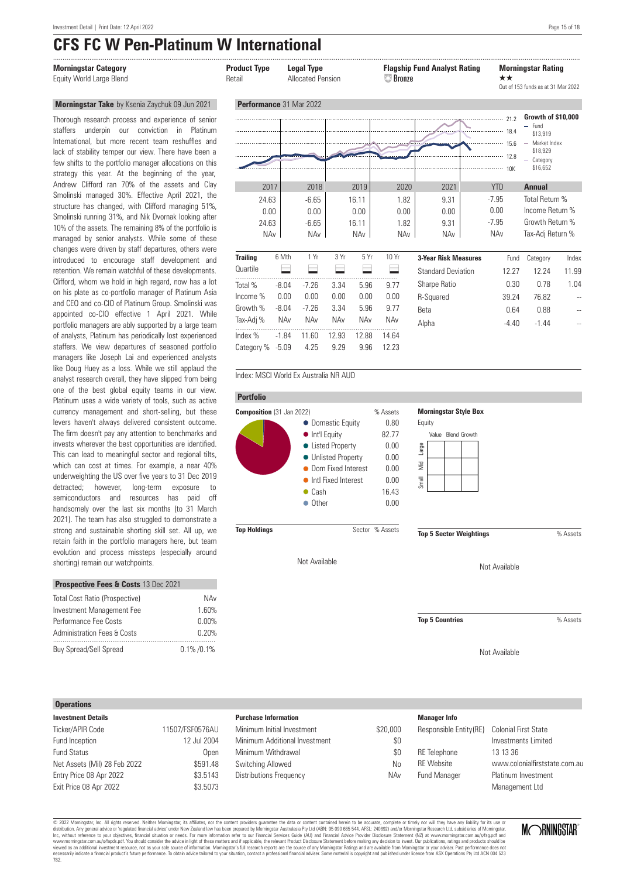# CFS FC W Pen-Platinum W International

| Morningstar Category | Product Type | Legal Type | Flagship Fund Analyst Rating | Morningstar Rating |
|---|---|---|---|---|
| Equity World Large Blend | Retail | Allocated Pension | Bronze | ★★ Out of 153 funds as at 31 Mar 2022 |

## Morningstar Take by Ksenia Zaychuk 09 Jun 2021

Thorough research process and experience of senior staffers underpin our conviction in Platinum International, but more recent team reshuffles and lack of stability temper our view. There have been a few shifts to the portfolio manager allocations on this strategy this year. At the beginning of the year, Andrew Clifford ran 70% of the assets and Clay Smolinski managed 30%. Effective April 2021, the structure has changed, with Clifford managing 51%, Smolinski running 31%, and Nik Dvornak looking after 10% of the assets. The remaining 8% of the portfolio is managed by senior analysts. While some of these changes were driven by staff departures, others were introduced to encourage staff development and retention. We remain watchful of these developments. Clifford, whom we hold in high regard, now has a lot on his plate as co-portfolio manager of Platinum Asia and CEO and co-CIO of Platinum Group. Smolinski was appointed co-CIO effective 1 April 2021. While portfolio managers are ably supported by a large team of analysts, Platinum has periodically lost experienced staffers. We view departures of seasoned portfolio managers like Joseph Lai and experienced analysts like Doug Huey as a loss. While we still applaud the analyst research overall, they have slipped from being one of the best global equity teams in our view. Platinum uses a wide variety of tools, such as active currency management and short-selling, but these levers haven't always delivered consistent outcome. The firm doesn't pay any attention to benchmarks and invests wherever the best opportunities are identified. This can lead to meaningful sector and regional tilts, which can cost at times. For example, a near 40% underweighting the US over five years to 31 Dec 2019 detracted; however, long-term exposure to semiconductors and resources has paid off handsomely over the last six months (to 31 March 2021). The team has also struggled to demonstrate a strong and sustainable shorting skill set. All up, we retain faith in the portfolio managers here, but team evolution and process missteps (especially around shorting) remain our watchpoints.

## Prospective Fees & Costs 13 Dec 2021

| | |
|---|---|
| Total Cost Ratio (Prospective) | NAv |
| Investment Management Fee | 1.60% |
| Performance Fee Costs | 0.00% |
| Administration Fees & Costs | 0.20% |
| Buy Spread/Sell Spread | 0.1% /0.1% |

## Performance 31 Mar 2022

Growth of $10,000: Fund $13,919; Market Index $18,929; Category $16,652

| | 2017 | 2018 | 2019 | 2020 | 2021 | YTD | Annual |
|---|---|---|---|---|---|---|---|
| | 24.63 | -6.65 | 16.11 | 1.82 | 9.31 | -7.95 | Total Return % |
| | 0.00 | 0.00 | 0.00 | 0.00 | 0.00 | 0.00 | Income Return % |
| | 24.63 | -6.65 | 16.11 | 1.82 | 9.31 | -7.95 | Growth Return % |
| | NAv | NAv | NAv | NAv | NAv | NAv | Tax-Adj Return % |

| Trailing | 6 Mth | 1 Yr | 3 Yr | 5 Yr | 10 Yr |
|---|---|---|---|---|---|
| Quartile | | | | | |
| Total % | -8.04 | -7.26 | 3.34 | 5.96 | 9.77 |
| Income % | 0.00 | 0.00 | 0.00 | 0.00 | 0.00 |
| Growth % | -8.04 | -7.26 | 3.34 | 5.96 | 9.77 |
| Tax-Adj % | NAv | NAv | NAv | NAv | NAv |
| Index % | -1.84 | 11.60 | 12.93 | 12.88 | 14.64 |
| Category % | -5.09 | 4.25 | 9.29 | 9.96 | 12.23 |

| 3-Year Risk Measures | Fund | Category | Index |
|---|---|---|---|
| Standard Deviation | 12.27 | 12.24 | 11.99 |
| Sharpe Ratio | 0.30 | 0.78 | 1.04 |
| R-Squared | 39.24 | 76.82 | -- |
| Beta | 0.64 | 0.88 | -- |
| Alpha | -4.40 | -1.44 | -- |

Index: MSCI World Ex Australia NR AUD

## Portfolio

**Composition** (31 Jan 2022)

| | % Assets |
|---|---|
| Domestic Equity | 0.80 |
| Int'l Equity | 82.77 |
| Listed Property | 0.00 |
| Unlisted Property | 0.00 |
| Dom Fixed Interest | 0.00 |
| Intl Fixed Interest | 0.00 |
| Cash | 16.43 |
| Other | 0.00 |

**Morningstar Style Box**

Equity

**Top Holdings** — Sector — % Assets

Not Available

**Top 5 Sector Weightings** — % Assets

Not Available

**Top 5 Countries** — % Assets

Not Available

## Operations

**Investment Details**

| | |
|---|---|
| Ticker/APIR Code | 11507/FSF0576AU |
| Fund Inception | 12 Jul 2004 |
| Fund Status | Open |
| Net Assets (Mil) 28 Feb 2022 | $591.48 |
| Entry Price 08 Apr 2022 | $3.5143 |
| Exit Price 08 Apr 2022 | $3.5073 |

**Purchase Information**

| | |
|---|---|
| Minimum Initial Investment | $20,000 |
| Minimum Additional Investment | $0 |
| Minimum Withdrawal | $0 |
| Switching Allowed | No |
| Distributions Frequency | NAv |

**Manager Info**

| | |
|---|---|
| Responsible Entity(RE) | Colonial First State Investments Limited |
| RE Telephone | 13 13 36 |
| RE Website | www.colonialfirststate.com.au |
| Fund Manager | Platinum Investment Management Ltd |

© 2022 Morningstar, Inc. All rights reserved. Neither Morningstar, its affiliates, nor the content providers guarantee the data or content contained herein to be accurate, complete or timely nor will they have any liability for its use or distribution. Any general advice or 'regulated financial advice' under New Zealand law has been prepared by Morningstar Australasia Pty Ltd (ABN: 95 090 665 544, AFSL: 240892) and/or Morningstar Research Ltd, subsidiaries of Morningstar, Inc, without reference to your objectives, financial situation or needs. For more information refer to our Financial Services Guide (AU) and Financial Advice Provider Disclosure Statement (NZ) at www.morningstar.com.au/s/fsg.pdf and www.morningstar.com.au/s/fapds.pdf. You should consider the advice in light of these matters and if applicable, the relevant Product Disclosure Statement before making any decision to invest. Our publications, ratings and products should be viewed as an additional investment resource, not as your sole source of information. Morningstar's full research reports are the source of any Morningstar Ratings and are available from Morningstar or your adviser. Past performance does not necessarily indicate a financial product's future performance. To obtain advice tailored to your situation, contact a professional financial adviser. Some material is copyright and published under licence from ASX Operations Pty Ltd ACN 004 523 782.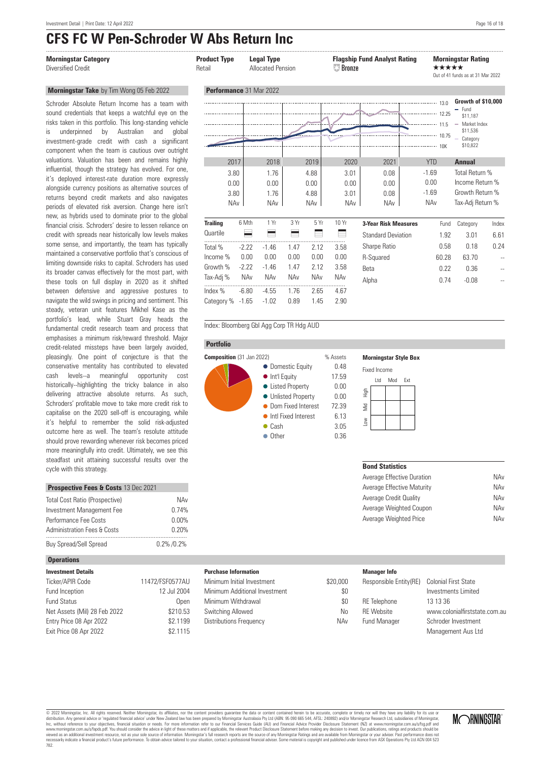# CFS FC W Pen-Schroder W Abs Return Inc

| Morningstar Category | Product Type | Legal Type | Flagship Fund Analyst Rating | Morningstar Rating |
|---|---|---|---|---|
| Diversified Credit | Retail | Allocated Pension | Bronze | ★★★★★ Out of 41 funds as at 31 Mar 2022 |

### Morningstar Take by Tim Wong 05 Feb 2022

Schroder Absolute Return Income has a team with sound credentials that keeps a watchful eye on the risks taken in this portfolio. This long-standing vehicle is underpinned by Australian and global investment-grade credit with cash a significant component when the team is cautious over outright valuations. Valuation has been and remains highly influential, though the strategy has evolved. For one, it's deployed interest-rate duration more expressly alongside currency positions as alternative sources of returns beyond credit markets and also navigates periods of elevated risk aversion. Change here isn't new, as hybrids used to dominate prior to the global financial crisis. Schroders' desire to lessen reliance on credit with spreads near historically low levels makes some sense, and importantly, the team has typically maintained a conservative portfolio that's conscious of limiting downside risks to capital. Schroders has used its broader canvas effectively for the most part, with these tools on full display in 2020 as it shifted between defensive and aggressive postures to navigate the wild swings in pricing and sentiment. This steady, veteran unit features Mikhel Kase as the portfolio's lead, while Stuart Gray heads the fundamental credit research team and process that emphasises a minimum risk/reward threshold. Major credit-related missteps have been largely avoided, pleasingly. One point of conjecture is that the conservative mentality has contributed to elevated cash levels--a meaningful opportunity cost historically--highlighting the tricky balance in also delivering attractive absolute returns. As such, Schroders' profitable move to take more credit risk to capitalise on the 2020 sell-off is encouraging, while it's helpful to remember the solid risk-adjusted outcome here as well. The team's resolute attitude should prove rewarding whenever risk becomes priced more meaningfully into credit. Ultimately, we see this steadfast unit attaining successful results over the cycle with this strategy.

### Prospective Fees & Costs 13 Dec 2021

| | |
|---|---|
| Total Cost Ratio (Prospective) | NAv |
| Investment Management Fee | 0.74% |
| Performance Fee Costs | 0.00% |
| Administration Fees & Costs | 0.20% |
| Buy Spread/Sell Spread | 0.2% /0.2% |

### Performance 31 Mar 2022

Growth of $10,000: Fund $11,187; Market Index $11,536; Category $10,822

| 2017 | 2018 | 2019 | 2020 | 2021 | YTD | Annual |
|---|---|---|---|---|---|---|
| 3.80 | 1.76 | 4.88 | 3.01 | 0.08 | -1.69 | Total Return % |
| 0.00 | 0.00 | 0.00 | 0.00 | 0.00 | 0.00 | Income Return % |
| 3.80 | 1.76 | 4.88 | 3.01 | 0.08 | -1.69 | Growth Return % |
| NAv | NAv | NAv | NAv | NAv | NAv | Tax-Adj Return % |

| Trailing | 6 Mth | 1 Yr | 3 Yr | 5 Yr | 10 Yr |
|---|---|---|---|---|---|
| Quartile | | | | | |
| Total % | -2.22 | -1.46 | 1.47 | 2.12 | 3.58 |
| Income % | 0.00 | 0.00 | 0.00 | 0.00 | 0.00 |
| Growth % | -2.22 | -1.46 | 1.47 | 2.12 | 3.58 |
| Tax-Adj % | NAv | NAv | NAv | NAv | NAv |
| Index % | -6.80 | -4.55 | 1.76 | 2.65 | 4.67 |
| Category % | -1.65 | -1.02 | 0.89 | 1.45 | 2.90 |

| 3-Year Risk Measures | Fund | Category | Index |
|---|---|---|---|
| Standard Deviation | 1.92 | 3.01 | 6.61 |
| Sharpe Ratio | 0.58 | 0.18 | 0.24 |
| R-Squared | 60.28 | 63.70 | -- |
| Beta | 0.22 | 0.36 | -- |
| Alpha | 0.74 | -0.08 | -- |

Index: Bloomberg Gbl Agg Corp TR Hdg AUD

### Portfolio

**Composition** (31 Jan 2022)

| | % Assets |
|---|---|
| Domestic Equity | 0.48 |
| Int'l Equity | 17.59 |
| Listed Property | 0.00 |
| Unlisted Property | 0.00 |
| Dom Fixed Interest | 72.39 |
| Intl Fixed Interest | 6.13 |
| Cash | 3.05 |
| Other | 0.36 |

**Morningstar Style Box**

Fixed Income

| Bond Statistics | |
|---|---|
| Average Effective Duration | NAv |
| Average Effective Maturity | NAv |
| Average Credit Quality | NAv |
| Average Weighted Coupon | NAv |
| Average Weighted Price | NAv |

### Operations

| Investment Details | |
|---|---|
| Ticker/APIR Code | 11472/FSF0577AU |
| Fund Inception | 12 Jul 2004 |
| Fund Status | Open |
| Net Assets (Mil) 28 Feb 2022 | $210.53 |
| Entry Price 08 Apr 2022 | $2.1199 |
| Exit Price 08 Apr 2022 | $2.1115 |

| Purchase Information | |
|---|---|
| Minimum Initial Investment | $20,000 |
| Minimum Additional Investment | $0 |
| Minimum Withdrawal | $0 |
| Switching Allowed | No |
| Distributions Frequency | NAv |

| Manager Info | |
|---|---|
| Responsible Entity(RE) | Colonial First State Investments Limited |
| RE Telephone | 13 13 36 |
| RE Website | www.colonialfirststate.com.au |
| Fund Manager | Schroder Investment Management Aus Ltd |

© 2022 Morningstar, Inc. All rights reserved. Neither Morningstar, its affiliates, nor the content providers guarantee the data or content contained herein to be accurate, complete or timely nor will they have any liability for its use or distribution. Any general advice or 'regulated financial advice' under New Zealand law has been prepared by Morningstar Australasia Pty Ltd (ABN: 95 090 665 544, AFSL: 240892) and/or Morningstar Research Ltd, subsidiaries of Morningstar, Inc, without reference to your objectives, financial situation or needs. For more information refer to our Financial Services Guide (AU) and Financial Advice Provider Disclosure Statement (NZ) at www.morningstar.com.au/s/fsg.pdf and www.morningstar.com.au/s/fapds.pdf. You should consider the advice in light of these matters and if applicable, the relevant Product Disclosure Statement before making any decision to invest. Our publications, ratings and products should be viewed as an additional investment resource, not as your sole source of information. Morningstar's full research reports are the source of any Morningstar Ratings and are available from Morningstar or your adviser. Past performance does not necessarily indicate a financial product's future performance. To obtain advice tailored to your situation, contact a professional financial adviser. Some material is copyright and published under licence from ASX Operations Pty Ltd ACN 004 523 782.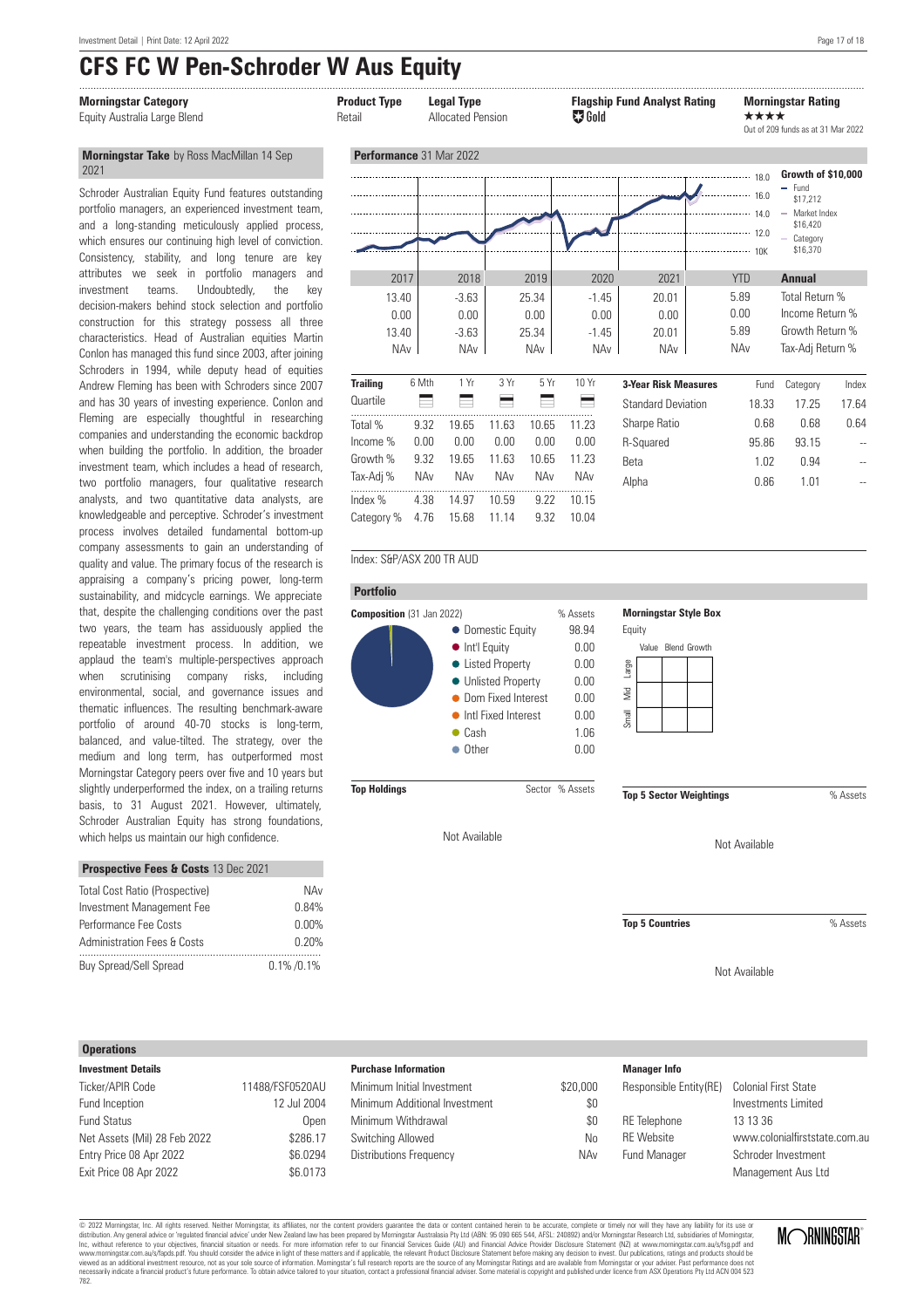# CFS FC W Pen-Schroder W Aus Equity

| Morningstar Category | Product Type | Legal Type | Flagship Fund Analyst Rating | Morningstar Rating |
|---|---|---|---|---|
| Equity Australia Large Blend | Retail | Allocated Pension | Gold | ★★★★ Out of 209 funds as at 31 Mar 2022 |

**Morningstar Take** by Ross MacMillan 14 Sep 2021

Schroder Australian Equity Fund features outstanding portfolio managers, an experienced investment team, and a long-standing meticulously applied process, which ensures our continuing high level of conviction. Consistency, stability, and long tenure are key attributes we seek in portfolio managers and investment teams. Undoubtedly, the key decision-makers behind stock selection and portfolio construction for this strategy possess all three characteristics. Head of Australian equities Martin Conlon has managed this fund since 2003, after joining Schroders in 1994, while deputy head of equities Andrew Fleming has been with Schroders since 2007 and has 30 years of investing experience. Conlon and Fleming are especially thoughtful in researching companies and understanding the economic backdrop when building the portfolio. In addition, the broader investment team, which includes a head of research, two portfolio managers, four qualitative research analysts, and two quantitative data analysts, are knowledgeable and perceptive. Schroder's investment process involves detailed fundamental bottom-up company assessments to gain an understanding of quality and value. The primary focus of the research is appraising a company's pricing power, long-term sustainability, and midcycle earnings. We appreciate that, despite the challenging conditions over the past two years, the team has assiduously applied the repeatable investment process. In addition, we applaud the team's multiple-perspectives approach when scrutinising company risks, including environmental, social, and governance issues and thematic influences. The resulting benchmark-aware portfolio of around 40-70 stocks is long-term, balanced, and value-tilted. The strategy, over the medium and long term, has outperformed most Morningstar Category peers over five and 10 years but slightly underperformed the index, on a trailing returns basis, to 31 August 2021. However, ultimately, Schroder Australian Equity has strong foundations, which helps us maintain our high confidence.

**Prospective Fees & Costs** 13 Dec 2021

| | |
|---|---|
| Total Cost Ratio (Prospective) | NAv |
| Investment Management Fee | 0.84% |
| Performance Fee Costs | 0.00% |
| Administration Fees & Costs | 0.20% |
| Buy Spread/Sell Spread | 0.1% /0.1% |

**Performance** 31 Mar 2022

Growth of $10,000: Fund $17,212; Market Index $16,420; Category $16,370

| | 2017 | 2018 | 2019 | 2020 | 2021 | YTD | Annual |
|---|---|---|---|---|---|---|---|
| | 13.40 | -3.63 | 25.34 | -1.45 | 20.01 | 5.89 | Total Return % |
| | 0.00 | 0.00 | 0.00 | 0.00 | 0.00 | 0.00 | Income Return % |
| | 13.40 | -3.63 | 25.34 | -1.45 | 20.01 | 5.89 | Growth Return % |
| | NAv | NAv | NAv | NAv | NAv | NAv | Tax-Adj Return % |

| Trailing | 6 Mth | 1 Yr | 3 Yr | 5 Yr | 10 Yr |
|---|---|---|---|---|---|
| Quartile | | | | | |
| Total % | 9.32 | 19.65 | 11.63 | 10.65 | 11.23 |
| Income % | 0.00 | 0.00 | 0.00 | 0.00 | 0.00 |
| Growth % | 9.32 | 19.65 | 11.63 | 10.65 | 11.23 |
| Tax-Adj % | NAv | NAv | NAv | NAv | NAv |
| Index % | 4.38 | 14.97 | 10.59 | 9.22 | 10.15 |
| Category % | 4.76 | 15.68 | 11.14 | 9.32 | 10.04 |

| 3-Year Risk Measures | Fund | Category | Index |
|---|---|---|---|
| Standard Deviation | 18.33 | 17.25 | 17.64 |
| Sharpe Ratio | 0.68 | 0.68 | 0.64 |
| R-Squared | 95.86 | 93.15 | -- |
| Beta | 1.02 | 0.94 | -- |
| Alpha | 0.86 | 1.01 | -- |

Index: S&P/ASX 200 TR AUD

**Portfolio**

**Composition** (31 Jan 2022)

| | % Assets |
|---|---|
| Domestic Equity | 98.94 |
| Int'l Equity | 0.00 |
| Listed Property | 0.00 |
| Unlisted Property | 0.00 |
| Dom Fixed Interest | 0.00 |
| Intl Fixed Interest | 0.00 |
| Cash | 1.06 |
| Other | 0.00 |

**Morningstar Style Box**

Equity

**Top Holdings** — Sector — % Assets

Not Available

**Top 5 Sector Weightings** — % Assets

Not Available

**Top 5 Countries** — % Assets

Not Available

## Operations

**Investment Details**

| | |
|---|---|
| Ticker/APIR Code | 11488/FSF0520AU |
| Fund Inception | 12 Jul 2004 |
| Fund Status | Open |
| Net Assets (Mil) 28 Feb 2022 | $286.17 |
| Entry Price 08 Apr 2022 | $6.0294 |
| Exit Price 08 Apr 2022 | $6.0173 |

**Purchase Information**

| | |
|---|---|
| Minimum Initial Investment | $20,000 |
| Minimum Additional Investment | $0 |
| Minimum Withdrawal | $0 |
| Switching Allowed | No |
| Distributions Frequency | NAv |

**Manager Info**

| | |
|---|---|
| Responsible Entity(RE) | Colonial First State Investments Limited |
| RE Telephone | 13 13 36 |
| RE Website | www.colonialfirststate.com.au |
| Fund Manager | Schroder Investment Management Aus Ltd |

© 2022 Morningstar, Inc. All rights reserved. Neither Morningstar, its affiliates, nor the content providers guarantee the data or content contained herein to be accurate, complete or timely nor will they have any liability for its use or distribution. Any general advice or 'regulated financial advice' under New Zealand law has been prepared by Morningstar Australasia Pty Ltd (ABN: 95 090 665 544, AFSL: 240892) and/or Morningstar Research Ltd, subsidiaries of Morningstar, Inc, without reference to your objectives, financial situation or needs. For more information refer to our Financial Services Guide (AU) and Financial Advice Provider Disclosure Statement (NZ) at www.morningstar.com.au/s/fsg.pdf and www.morningstar.com.au/s/fapds.pdf. You should consider the advice in light of these matters and if applicable, the relevant Product Disclosure Statement before making any decision to invest. Our publications, ratings and products should be viewed as an additional investment resource, not as your sole source of information. Morningstar's full research reports are the source of any Morningstar Ratings and are available from Morningstar or your adviser. Past performance does not necessarily indicate a financial product's future performance. To obtain advice tailored to your situation, contact a professional financial adviser. Some material is copyright and published under licence from ASX Operations Pty Ltd ACN 004 523 782.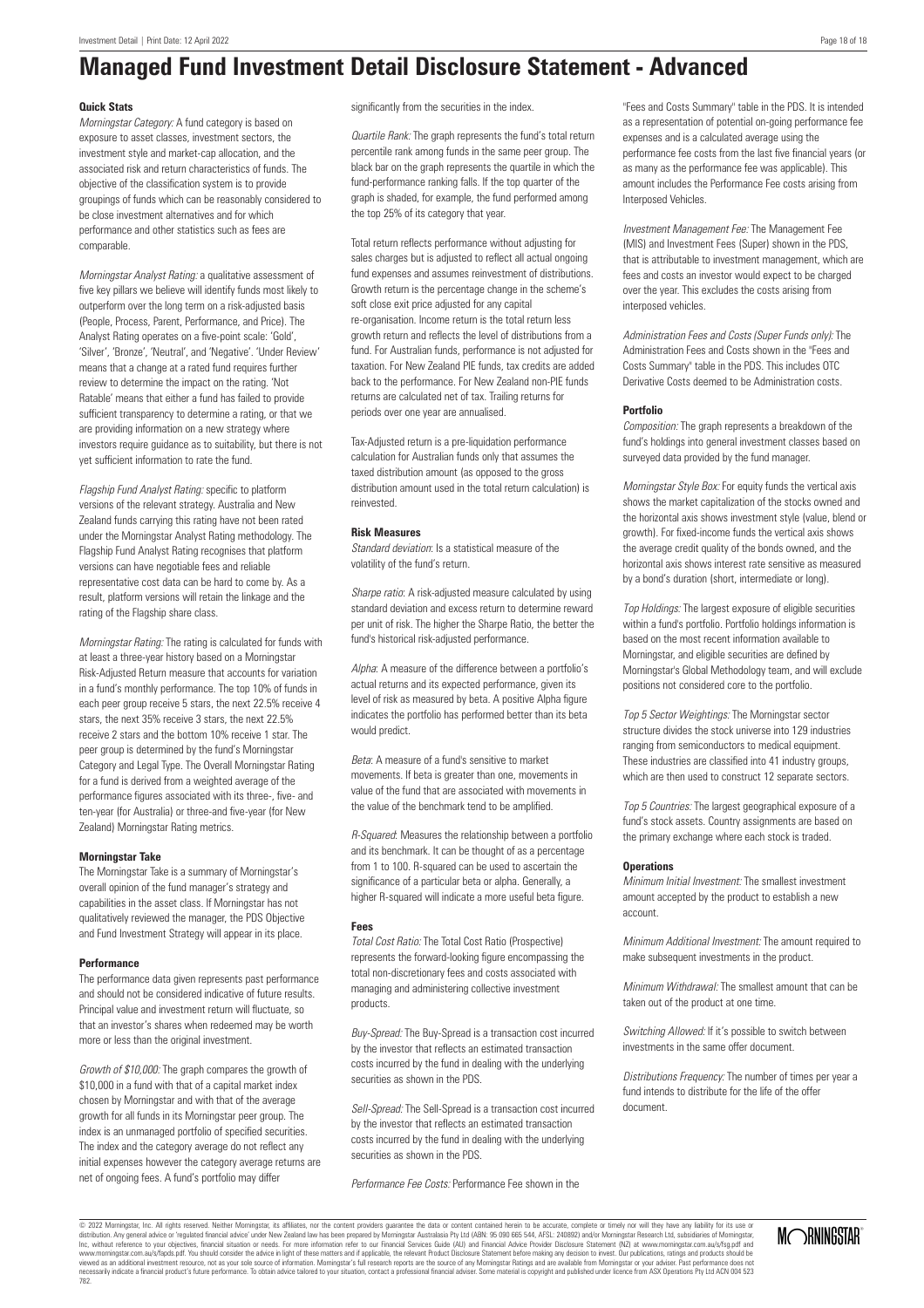# Managed Fund Investment Detail Disclosure Statement - Advanced

**Quick Stats**

*Morningstar Category:* A fund category is based on exposure to asset classes, investment sectors, the investment style and market-cap allocation, and the associated risk and return characteristics of funds. The objective of the classification system is to provide groupings of funds which can be reasonably considered to be close investment alternatives and for which performance and other statistics such as fees are comparable.

*Morningstar Analyst Rating:* a qualitative assessment of five key pillars we believe will identify funds most likely to outperform over the long term on a risk-adjusted basis (People, Process, Parent, Performance, and Price). The Analyst Rating operates on a five-point scale: 'Gold', 'Silver', 'Bronze', 'Neutral', and 'Negative'. 'Under Review' means that a change at a rated fund requires further review to determine the impact on the rating. 'Not Ratable' means that either a fund has failed to provide sufficient transparency to determine a rating, or that we are providing information on a new strategy where investors require guidance as to suitability, but there is not yet sufficient information to rate the fund.

*Flagship Fund Analyst Rating:* specific to platform versions of the relevant strategy. Australia and New Zealand funds carrying this rating have not been rated under the Morningstar Analyst Rating methodology. The Flagship Fund Analyst Rating recognises that platform versions can have negotiable fees and reliable representative cost data can be hard to come by. As a result, platform versions will retain the linkage and the rating of the Flagship share class.

*Morningstar Rating:* The rating is calculated for funds with at least a three-year history based on a Morningstar Risk-Adjusted Return measure that accounts for variation in a fund's monthly performance. The top 10% of funds in each peer group receive 5 stars, the next 22.5% receive 4 stars, the next 35% receive 3 stars, the next 22.5% receive 2 stars and the bottom 10% receive 1 star. The peer group is determined by the fund's Morningstar Category and Legal Type. The Overall Morningstar Rating for a fund is derived from a weighted average of the performance figures associated with its three-, five- and ten-year (for Australia) or three-and five-year (for New Zealand) Morningstar Rating metrics.

**Morningstar Take**

The Morningstar Take is a summary of Morningstar's overall opinion of the fund manager's strategy and capabilities in the asset class. If Morningstar has not qualitatively reviewed the manager, the PDS Objective and Fund Investment Strategy will appear in its place.

**Performance**

The performance data given represents past performance and should not be considered indicative of future results. Principal value and investment return will fluctuate, so that an investor's shares when redeemed may be worth more or less than the original investment.

*Growth of $10,000:* The graph compares the growth of $10,000 in a fund with that of a capital market index chosen by Morningstar and with that of the average growth for all funds in its Morningstar peer group. The index is an unmanaged portfolio of specified securities. The index and the category average do not reflect any initial expenses however the category average returns are net of ongoing fees. A fund's portfolio may differ significantly from the securities in the index.

*Quartile Rank:* The graph represents the fund's total return percentile rank among funds in the same peer group. The black bar on the graph represents the quartile in which the fund-performance ranking falls. If the top quarter of the graph is shaded, for example, the fund performed among the top 25% of its category that year.

Total return reflects performance without adjusting for sales charges but is adjusted to reflect all actual ongoing fund expenses and assumes reinvestment of distributions. Growth return is the percentage change in the scheme's soft close exit price adjusted for any capital re-organisation. Income return is the total return less growth return and reflects the level of distributions from a fund. For Australian funds, performance is not adjusted for taxation. For New Zealand PIE funds, tax credits are added back to the performance. For New Zealand non-PIE funds returns are calculated net of tax. Trailing returns for periods over one year are annualised.

Tax-Adjusted return is a pre-liquidation performance calculation for Australian funds only that assumes the taxed distribution amount (as opposed to the gross distribution amount used in the total return calculation) is reinvested.

**Risk Measures**

*Standard deviation*: Is a statistical measure of the volatility of the fund's return.

*Sharpe ratio*: A risk-adjusted measure calculated by using standard deviation and excess return to determine reward per unit of risk. The higher the Sharpe Ratio, the better the fund's historical risk-adjusted performance.

*Alpha*: A measure of the difference between a portfolio's actual returns and its expected performance, given its level of risk as measured by beta. A positive Alpha figure indicates the portfolio has performed better than its beta would predict.

*Beta*: A measure of a fund's sensitive to market movements. If beta is greater than one, movements in value of the fund that are associated with movements in the value of the benchmark tend to be amplified.

*R-Squared*: Measures the relationship between a portfolio and its benchmark. It can be thought of as a percentage from 1 to 100. R-squared can be used to ascertain the significance of a particular beta or alpha. Generally, a higher R-squared will indicate a more useful beta figure.

**Fees**

*Total Cost Ratio:* The Total Cost Ratio (Prospective) represents the forward-looking figure encompassing the total non-discretionary fees and costs associated with managing and administering collective investment products.

*Buy-Spread:* The Buy-Spread is a transaction cost incurred by the investor that reflects an estimated transaction costs incurred by the fund in dealing with the underlying securities as shown in the PDS.

*Sell-Spread:* The Sell-Spread is a transaction cost incurred by the investor that reflects an estimated transaction costs incurred by the fund in dealing with the underlying securities as shown in the PDS.

*Performance Fee Costs:* Performance Fee shown in the "Fees and Costs Summary" table in the PDS. It is intended as a representation of potential on-going performance fee expenses and is a calculated average using the performance fee costs from the last five financial years (or as many as the performance fee was applicable). This amount includes the Performance Fee costs arising from Interposed Vehicles.

*Investment Management Fee:* The Management Fee (MIS) and Investment Fees (Super) shown in the PDS, that is attributable to investment management, which are fees and costs an investor would expect to be charged over the year. This excludes the costs arising from interposed vehicles.

*Administration Fees and Costs (Super Funds only):* The Administration Fees and Costs shown in the "Fees and Costs Summary" table in the PDS. This includes OTC Derivative Costs deemed to be Administration costs.

**Portfolio**

*Composition:* The graph represents a breakdown of the fund's holdings into general investment classes based on surveyed data provided by the fund manager.

*Morningstar Style Box:* For equity funds the vertical axis shows the market capitalization of the stocks owned and the horizontal axis shows investment style (value, blend or growth). For fixed-income funds the vertical axis shows the average credit quality of the bonds owned, and the horizontal axis shows interest rate sensitive as measured by a bond's duration (short, intermediate or long).

*Top Holdings:* The largest exposure of eligible securities within a fund's portfolio. Portfolio holdings information is based on the most recent information available to Morningstar, and eligible securities are defined by Morningstar's Global Methodology team, and will exclude positions not considered core to the portfolio.

*Top 5 Sector Weightings:* The Morningstar sector structure divides the stock universe into 129 industries ranging from semiconductors to medical equipment. These industries are classified into 41 industry groups, which are then used to construct 12 separate sectors.

*Top 5 Countries:* The largest geographical exposure of a fund's stock assets. Country assignments are based on the primary exchange where each stock is traded.

**Operations**

*Minimum Initial Investment:* The smallest investment amount accepted by the product to establish a new account.

*Minimum Additional Investment:* The amount required to make subsequent investments in the product.

*Minimum Withdrawal:* The smallest amount that can be taken out of the product at one time.

*Switching Allowed:* If it's possible to switch between investments in the same offer document.

*Distributions Frequency:* The number of times per year a fund intends to distribute for the life of the offer document.

© 2022 Morningstar, Inc. All rights reserved. Neither Morningstar, its affiliates, nor the content providers guarantee the data or content contained herein to be accurate, complete or timely nor will they have any liability for its use or distribution. Any general advice or 'regulated financial advice' under New Zealand law has been prepared by Morningstar Australasia Pty Ltd (ABN: 95 090 665 544, AFSL: 240892) and/or Morningstar Research Ltd, subsidiaries of Morningstar, Inc, without reference to your objectives, financial situation or needs. For more information refer to our Financial Services Guide (AU) and Financial Advice Provider Disclosure Statement (NZ) at www.morningstar.com.au/s/fsg.pdf and www.morningstar.com.au/s/fapds.pdf. You should consider the advice in light of these matters and if applicable, the relevant Product Disclosure Statement before making any decision to invest. Our publications, ratings and products should be viewed as an additional investment resource, not as your sole source of information. Morningstar's full research reports are the source of any Morningstar Ratings and are available from Morningstar or your adviser. Past performance does not necessarily indicate a financial product's future performance. To obtain advice tailored to your situation, contact a professional financial adviser. Some material is copyright and published under licence from ASX Operations Pty Ltd ACN 004 523 782.